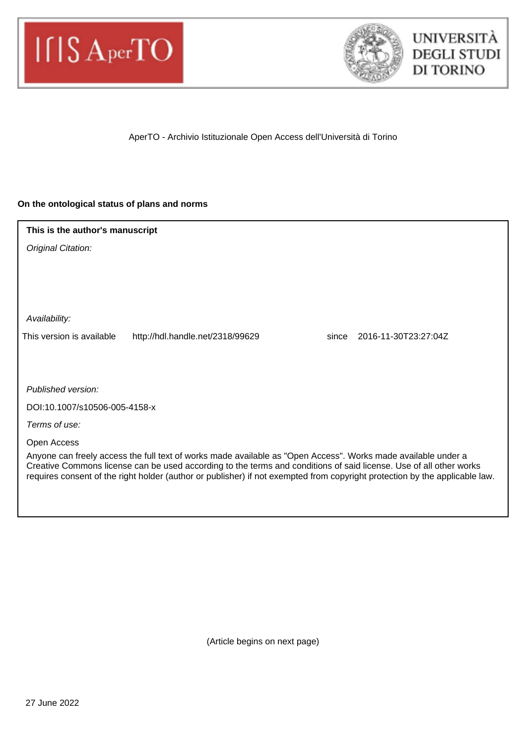AperTO - Archivio Istituzionale Open Access dell'Università di Torino

**On the ontological status of plans and norms**

**This is the author's manuscript**

*Original Citation:*

*Availability:*

This version is available http://hdl.handle.net/2318/99629 since 2016-11-30T23:27:04Z

*Published version:*

DOI:10.1007/s10506-005-4158-x

*Terms of use:*

Open Access

Anyone can freely access the full text of works made available as "Open Access". Works made available under a Creative Commons license can be used according to the terms and conditions of said license. Use of all other works requires consent of the right holder (author or publisher) if not exempted from copyright protection by the applicable law.

(Article begins on next page)

27 June 2022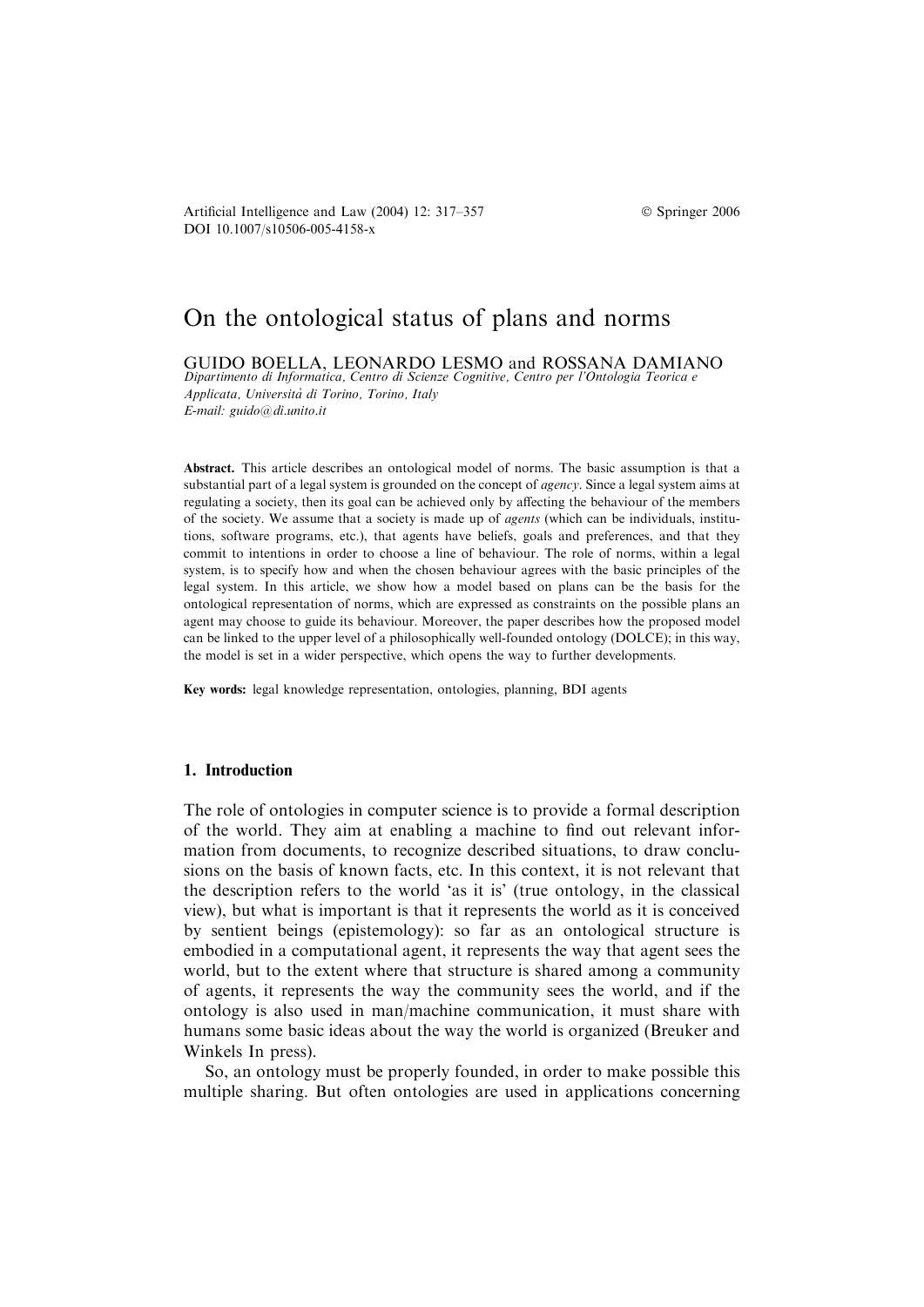# On the ontological status of plans and norms

GUIDO BOELLA, LEONARDO LESMO and ROSSANA DAMIANO

*Dipartimento di Informatica, Centro di Scienze Cognitive, Centro per l'Ontologia Teorica e Applicata, Università di Torino, Torino, Italy*
*E-mail: guido@di.unito.it*

**Abstract.** This article describes an ontological model of norms. The basic assumption is that a substantial part of a legal system is grounded on the concept of *agency*. Since a legal system aims at regulating a society, then its goal can be achieved only by affecting the behaviour of the members of the society. We assume that a society is made up of *agents* (which can be individuals, institutions, software programs, etc.), that agents have beliefs, goals and preferences, and that they commit to intentions in order to choose a line of behaviour. The role of norms, within a legal system, is to specify how and when the chosen behaviour agrees with the basic principles of the legal system. In this article, we show how a model based on plans can be the basis for the ontological representation of norms, which are expressed as constraints on the possible plans an agent may choose to guide its behaviour. Moreover, the paper describes how the proposed model can be linked to the upper level of a philosophically well-founded ontology (DOLCE); in this way, the model is set in a wider perspective, which opens the way to further developments.

**Key words:** legal knowledge representation, ontologies, planning, BDI agents

## 1. Introduction

The role of ontologies in computer science is to provide a formal description of the world. They aim at enabling a machine to find out relevant information from documents, to recognize described situations, to draw conclusions on the basis of known facts, etc. In this context, it is not relevant that the description refers to the world 'as it is' (true ontology, in the classical view), but what is important is that it represents the world as it is conceived by sentient beings (epistemology): so far as an ontological structure is embodied in a computational agent, it represents the way that agent sees the world, but to the extent where that structure is shared among a community of agents, it represents the way the community sees the world, and if the ontology is also used in man/machine communication, it must share with humans some basic ideas about the way the world is organized (Breuker and Winkels In press).

So, an ontology must be properly founded, in order to make possible this multiple sharing. But often ontologies are used in applications concerning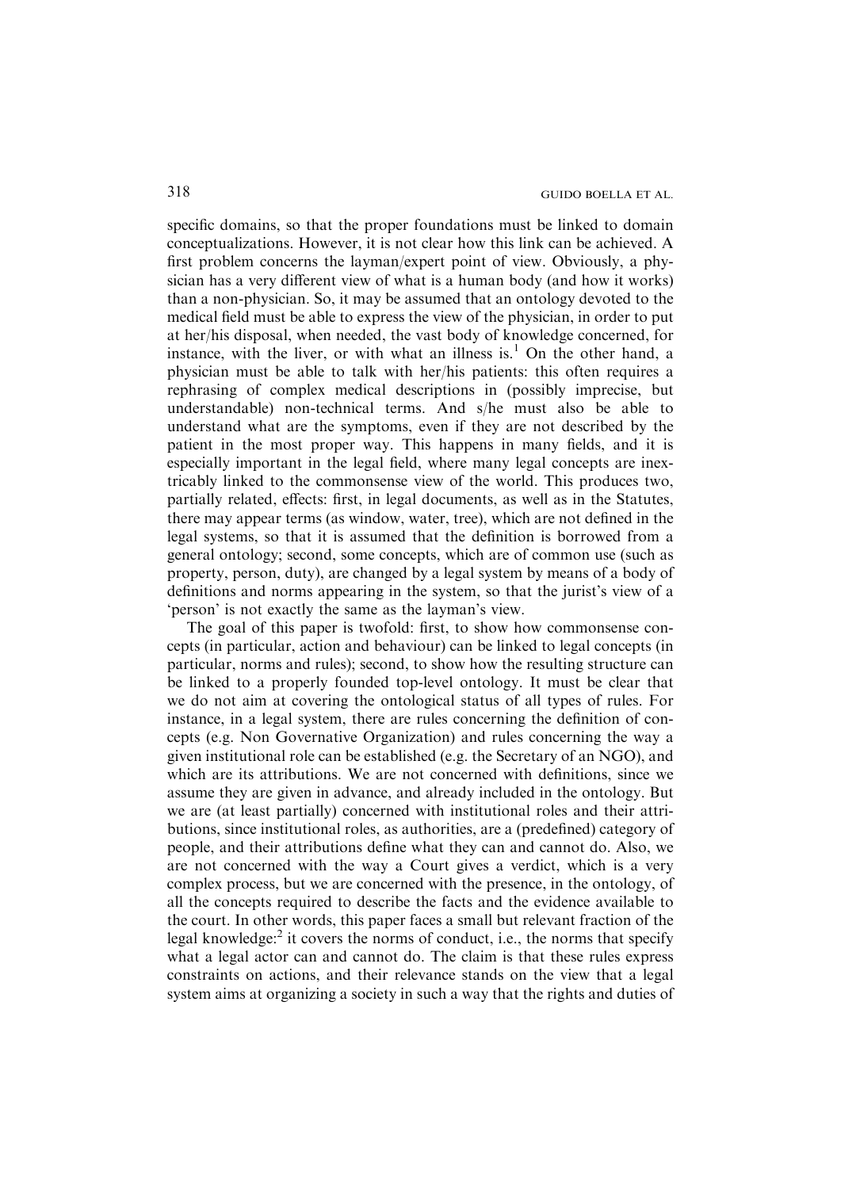specific domains, so that the proper foundations must be linked to domain conceptualizations. However, it is not clear how this link can be achieved. A first problem concerns the layman/expert point of view. Obviously, a physician has a very different view of what is a human body (and how it works) than a non-physician. So, it may be assumed that an ontology devoted to the medical field must be able to express the view of the physician, in order to put at her/his disposal, when needed, the vast body of knowledge concerned, for instance, with the liver, or with what an illness is.[1] On the other hand, a physician must be able to talk with her/his patients: this often requires a rephrasing of complex medical descriptions in (possibly imprecise, but understandable) non-technical terms. And s/he must also be able to understand what are the symptoms, even if they are not described by the patient in the most proper way. This happens in many fields, and it is especially important in the legal field, where many legal concepts are inextricably linked to the commonsense view of the world. This produces two, partially related, effects: first, in legal documents, as well as in the Statutes, there may appear terms (as window, water, tree), which are not defined in the legal systems, so that it is assumed that the definition is borrowed from a general ontology; second, some concepts, which are of common use (such as property, person, duty), are changed by a legal system by means of a body of definitions and norms appearing in the system, so that the jurist's view of a 'person' is not exactly the same as the layman's view.

The goal of this paper is twofold: first, to show how commonsense concepts (in particular, action and behaviour) can be linked to legal concepts (in particular, norms and rules); second, to show how the resulting structure can be linked to a properly founded top-level ontology. It must be clear that we do not aim at covering the ontological status of all types of rules. For instance, in a legal system, there are rules concerning the definition of concepts (e.g. Non Governative Organization) and rules concerning the way a given institutional role can be established (e.g. the Secretary of an NGO), and which are its attributions. We are not concerned with definitions, since we assume they are given in advance, and already included in the ontology. But we are (at least partially) concerned with institutional roles and their attributions, since institutional roles, as authorities, are a (predefined) category of people, and their attributions define what they can and cannot do. Also, we are not concerned with the way a Court gives a verdict, which is a very complex process, but we are concerned with the presence, in the ontology, of all the concepts required to describe the facts and the evidence available to the court. In other words, this paper faces a small but relevant fraction of the legal knowledge:[2] it covers the norms of conduct, i.e., the norms that specify what a legal actor can and cannot do. The claim is that these rules express constraints on actions, and their relevance stands on the view that a legal system aims at organizing a society in such a way that the rights and duties of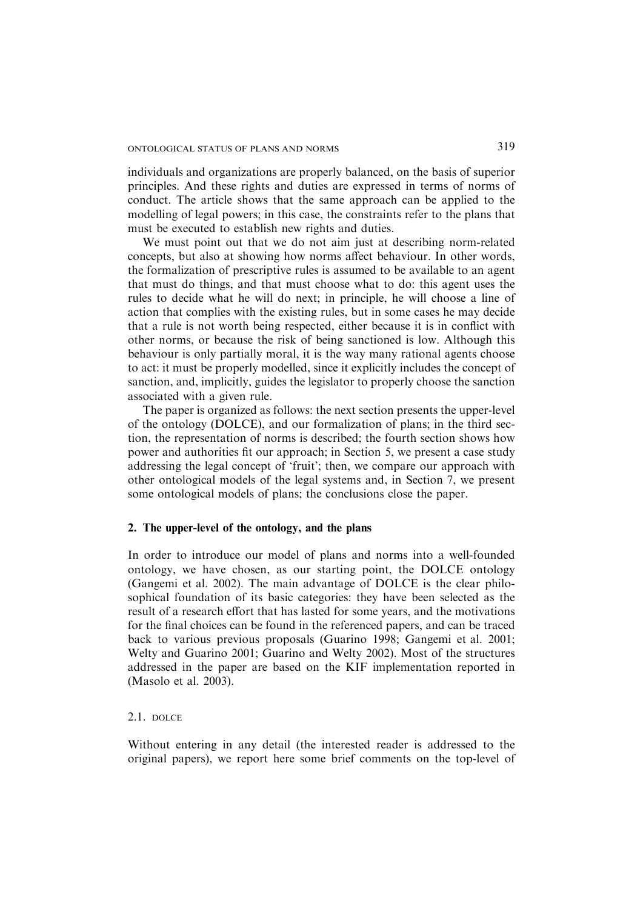individuals and organizations are properly balanced, on the basis of superior principles. And these rights and duties are expressed in terms of norms of conduct. The article shows that the same approach can be applied to the modelling of legal powers; in this case, the constraints refer to the plans that must be executed to establish new rights and duties.

We must point out that we do not aim just at describing norm-related concepts, but also at showing how norms affect behaviour. In other words, the formalization of prescriptive rules is assumed to be available to an agent that must do things, and that must choose what to do: this agent uses the rules to decide what he will do next; in principle, he will choose a line of action that complies with the existing rules, but in some cases he may decide that a rule is not worth being respected, either because it is in conflict with other norms, or because the risk of being sanctioned is low. Although this behaviour is only partially moral, it is the way many rational agents choose to act: it must be properly modelled, since it explicitly includes the concept of sanction, and, implicitly, guides the legislator to properly choose the sanction associated with a given rule.

The paper is organized as follows: the next section presents the upper-level of the ontology (DOLCE), and our formalization of plans; in the third section, the representation of norms is described; the fourth section shows how power and authorities fit our approach; in Section 5, we present a case study addressing the legal concept of 'fruit'; then, we compare our approach with other ontological models of the legal systems and, in Section 7, we present some ontological models of plans; the conclusions close the paper.

## 2. The upper-level of the ontology, and the plans

In order to introduce our model of plans and norms into a well-founded ontology, we have chosen, as our starting point, the DOLCE ontology (Gangemi et al. 2002). The main advantage of DOLCE is the clear philosophical foundation of its basic categories: they have been selected as the result of a research effort that has lasted for some years, and the motivations for the final choices can be found in the referenced papers, and can be traced back to various previous proposals (Guarino 1998; Gangemi et al. 2001; Welty and Guarino 2001; Guarino and Welty 2002). Most of the structures addressed in the paper are based on the KIF implementation reported in (Masolo et al. 2003).

### 2.1. DOLCE

Without entering in any detail (the interested reader is addressed to the original papers), we report here some brief comments on the top-level of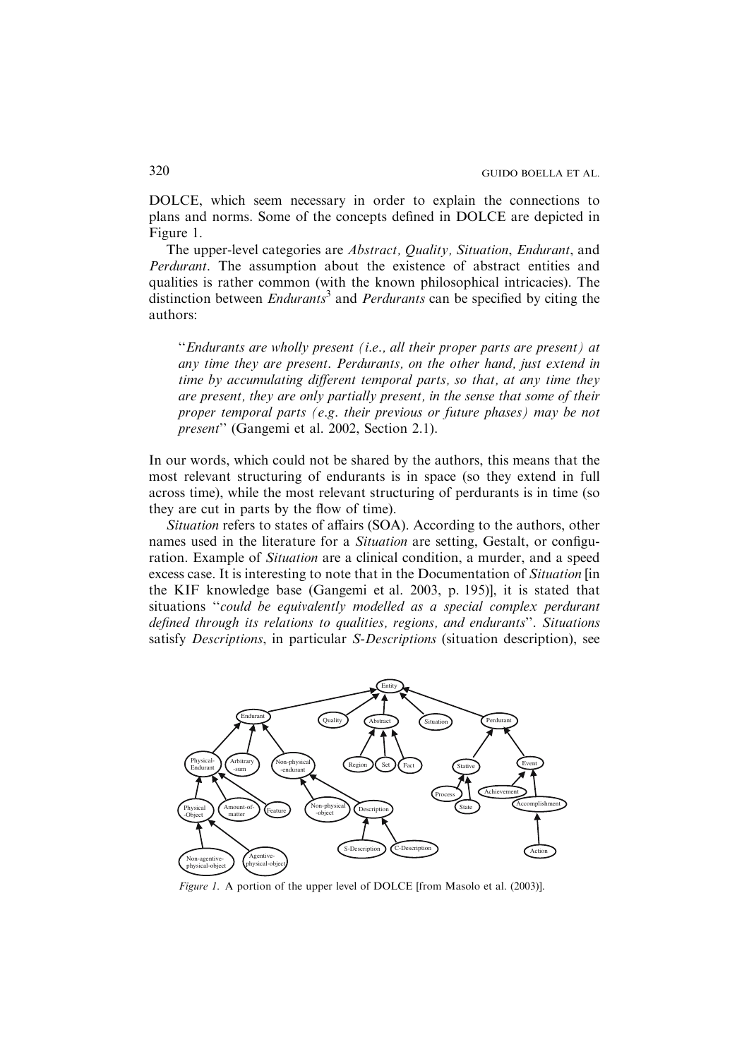DOLCE, which seem necessary in order to explain the connections to plans and norms. Some of the concepts defined in DOLCE are depicted in Figure 1.

The upper-level categories are *Abstract, Quality, Situation*, *Endurant*, and *Perdurant*. The assumption about the existence of abstract entities and qualities is rather common (with the known philosophical intricacies). The distinction between *Endurants*[3] and *Perdurants* can be specified by citing the authors:

> "*Endurants are wholly present (i.e., all their proper parts are present) at any time they are present. Perdurants, on the other hand, just extend in time by accumulating different temporal parts, so that, at any time they are present, they are only partially present, in the sense that some of their proper temporal parts (e.g. their previous or future phases) may be not present*" (Gangemi et al. 2002, Section 2.1).

In our words, which could not be shared by the authors, this means that the most relevant structuring of endurants is in space (so they extend in full across time), while the most relevant structuring of perdurants is in time (so they are cut in parts by the flow of time).

*Situation* refers to states of affairs (SOA). According to the authors, other names used in the literature for a *Situation* are setting, Gestalt, or configuration. Example of *Situation* are a clinical condition, a murder, and a speed excess case. It is interesting to note that in the Documentation of *Situation* [in the KIF knowledge base (Gangemi et al. 2003, p. 195)], it is stated that situations "*could be equivalently modelled as a special complex perdurant defined through its relations to qualities, regions, and endurants*". *Situations* satisfy *Descriptions*, in particular *S-Descriptions* (situation description), see

*Figure 1.* A portion of the upper level of DOLCE [from Masolo et al. (2003)].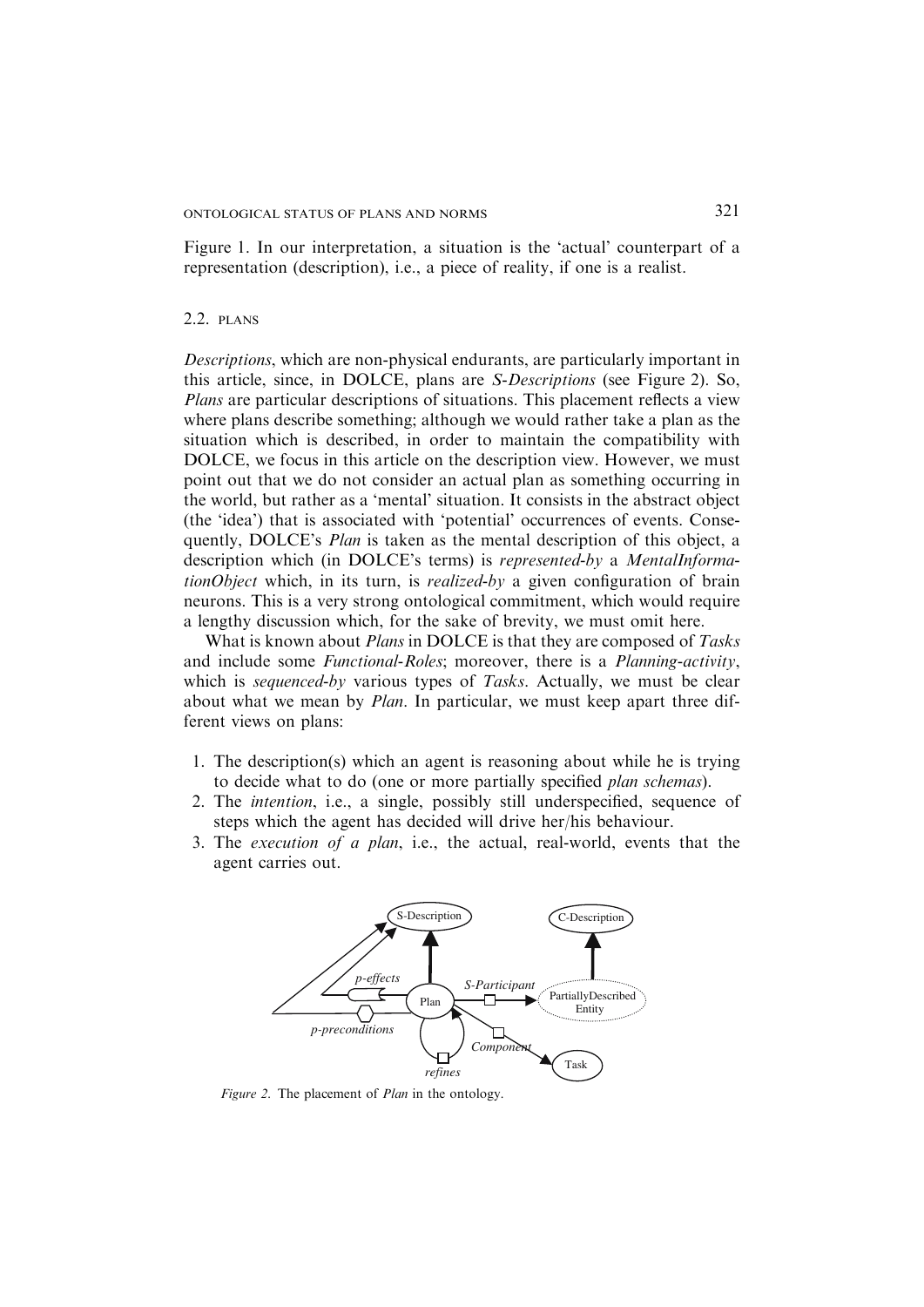Figure 1. In our interpretation, a situation is the 'actual' counterpart of a representation (description), i.e., a piece of reality, if one is a realist.

### 2.2. PLANS

*Descriptions*, which are non-physical endurants, are particularly important in this article, since, in DOLCE, plans are *S-Descriptions* (see Figure 2). So, *Plans* are particular descriptions of situations. This placement reflects a view where plans describe something; although we would rather take a plan as the situation which is described, in order to maintain the compatibility with DOLCE, we focus in this article on the description view. However, we must point out that we do not consider an actual plan as something occurring in the world, but rather as a 'mental' situation. It consists in the abstract object (the 'idea') that is associated with 'potential' occurrences of events. Consequently, DOLCE's *Plan* is taken as the mental description of this object, a description which (in DOLCE's terms) is *represented-by* a *MentalInformationObject* which, in its turn, is *realized-by* a given configuration of brain neurons. This is a very strong ontological commitment, which would require a lengthy discussion which, for the sake of brevity, we must omit here.

What is known about *Plans* in DOLCE is that they are composed of *Tasks* and include some *Functional-Roles*; moreover, there is a *Planning-activity*, which is *sequenced-by* various types of *Tasks*. Actually, we must be clear about what we mean by *Plan*. In particular, we must keep apart three different views on plans:

1. The description(s) which an agent is reasoning about while he is trying to decide what to do (one or more partially specified *plan schemas*).
2. The *intention*, i.e., a single, possibly still underspecified, sequence of steps which the agent has decided will drive her/his behaviour.
3. The *execution of a plan*, i.e., the actual, real-world, events that the agent carries out.

*Figure 2.* The placement of *Plan* in the ontology.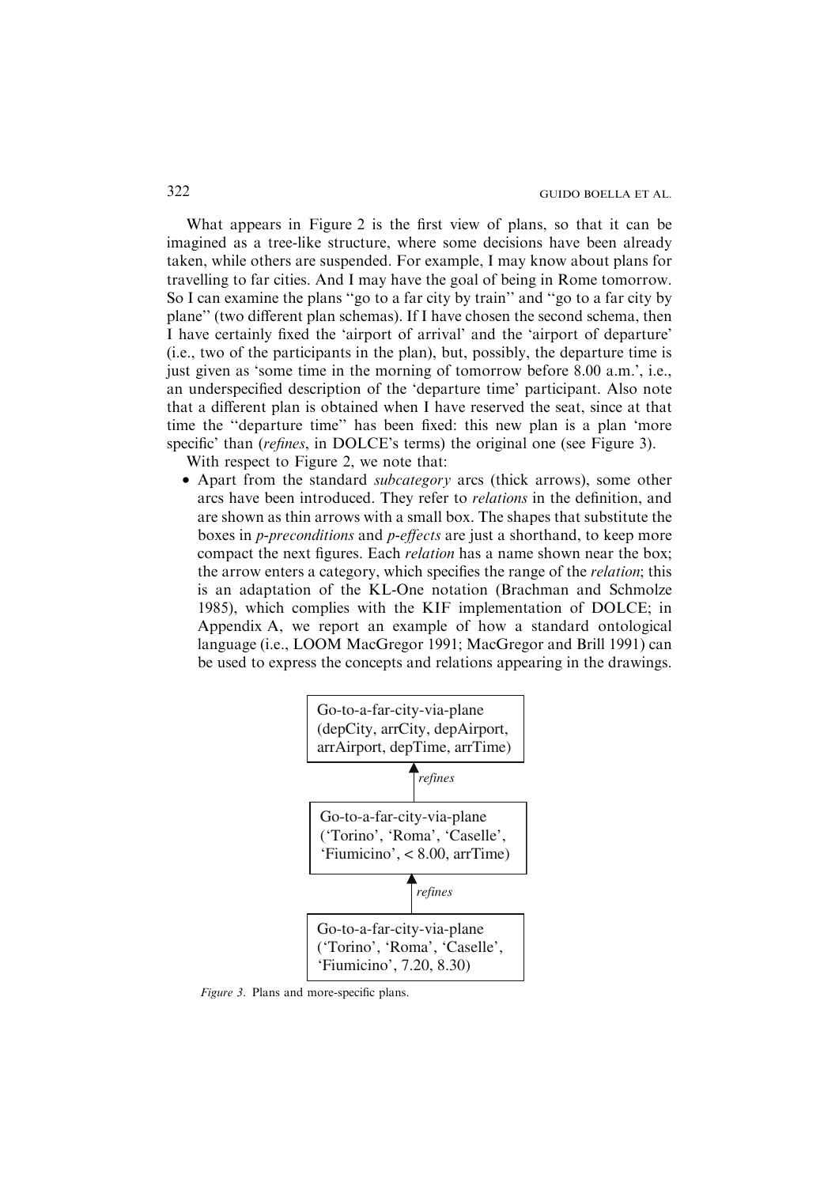What appears in Figure 2 is the first view of plans, so that it can be imagined as a tree-like structure, where some decisions have been already taken, while others are suspended. For example, I may know about plans for travelling to far cities. And I may have the goal of being in Rome tomorrow. So I can examine the plans "go to a far city by train" and "go to a far city by plane" (two different plan schemas). If I have chosen the second schema, then I have certainly fixed the 'airport of arrival' and the 'airport of departure' (i.e., two of the participants in the plan), but, possibly, the departure time is just given as 'some time in the morning of tomorrow before 8.00 a.m.', i.e., an underspecified description of the 'departure time' participant. Also note that a different plan is obtained when I have reserved the seat, since at that time the "departure time" has been fixed: this new plan is a plan 'more specific' than (*refines*, in DOLCE's terms) the original one (see Figure 3).

With respect to Figure 2, we note that:

- Apart from the standard *subcategory* arcs (thick arrows), some other arcs have been introduced. They refer to *relations* in the definition, and are shown as thin arrows with a small box. The shapes that substitute the boxes in *p-preconditions* and *p-effects* are just a shorthand, to keep more compact the next figures. Each *relation* has a name shown near the box; the arrow enters a category, which specifies the range of the *relation*; this is an adaptation of the KL-One notation (Brachman and Schmolze 1985), which complies with the KIF implementation of DOLCE; in Appendix A, we report an example of how a standard ontological language (i.e., LOOM MacGregor 1991; MacGregor and Brill 1991) can be used to express the concepts and relations appearing in the drawings.

Go-to-a-far-city-via-plane (depCity, arrCity, depAirport, arrAirport, depTime, arrTime)

↑ *refines*

Go-to-a-far-city-via-plane ('Torino', 'Roma', 'Caselle', 'Fiumicino', < 8.00, arrTime)

↑ *refines*

Go-to-a-far-city-via-plane ('Torino', 'Roma', 'Caselle', 'Fiumicino', 7.20, 8.30)

*Figure 3.* Plans and more-specific plans.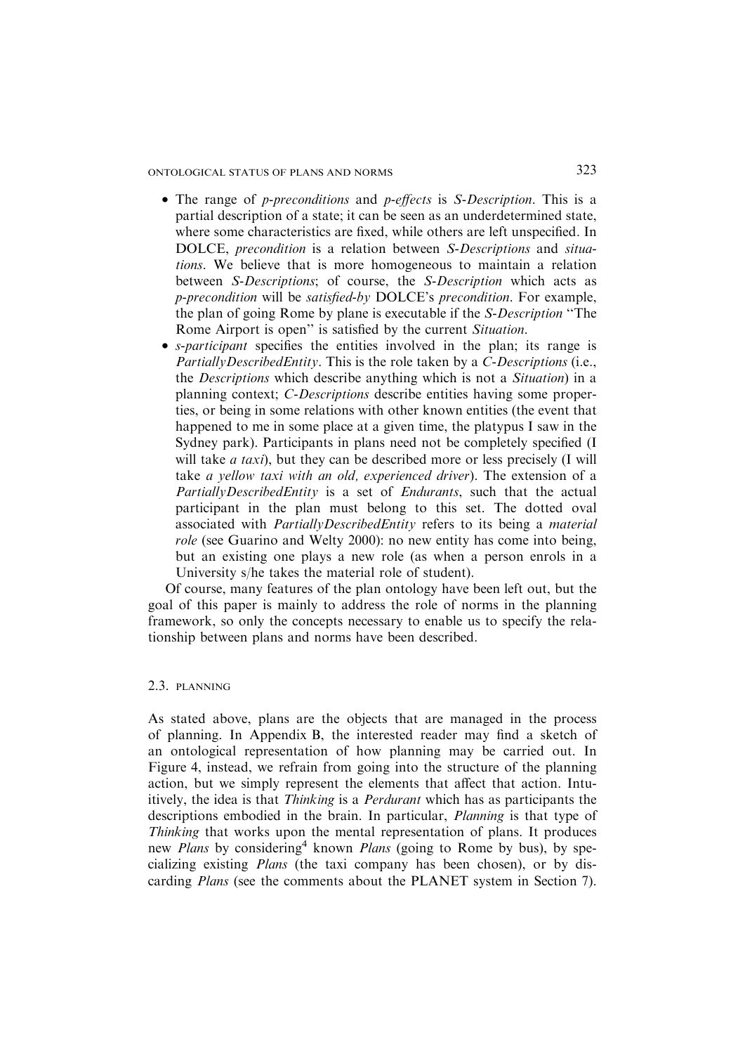- The range of *p-preconditions* and *p-effects* is *S-Description*. This is a partial description of a state; it can be seen as an underdetermined state, where some characteristics are fixed, while others are left unspecified. In DOLCE, *precondition* is a relation between *S-Descriptions* and *situations*. We believe that is more homogeneous to maintain a relation between *S-Descriptions*; of course, the *S-Description* which acts as *p-precondition* will be *satisfied-by* DOLCE's *precondition*. For example, the plan of going Rome by plane is executable if the *S-Description* "The Rome Airport is open" is satisfied by the current *Situation*.
- *s-participant* specifies the entities involved in the plan; its range is *PartiallyDescribedEntity*. This is the role taken by a *C-Descriptions* (i.e., the *Descriptions* which describe anything which is not a *Situation*) in a planning context; *C-Descriptions* describe entities having some properties, or being in some relations with other known entities (the event that happened to me in some place at a given time, the platypus I saw in the Sydney park). Participants in plans need not be completely specified (I will take *a taxi*), but they can be described more or less precisely (I will take *a yellow taxi with an old, experienced driver*). The extension of a *PartiallyDescribedEntity* is a set of *Endurants*, such that the actual participant in the plan must belong to this set. The dotted oval associated with *PartiallyDescribedEntity* refers to its being a *material role* (see Guarino and Welty 2000): no new entity has come into being, but an existing one plays a new role (as when a person enrols in a University s/he takes the material role of student).

Of course, many features of the plan ontology have been left out, but the goal of this paper is mainly to address the role of norms in the planning framework, so only the concepts necessary to enable us to specify the relationship between plans and norms have been described.

### 2.3. PLANNING

As stated above, plans are the objects that are managed in the process of planning. In Appendix B, the interested reader may find a sketch of an ontological representation of how planning may be carried out. In Figure 4, instead, we refrain from going into the structure of the planning action, but we simply represent the elements that affect that action. Intuitively, the idea is that *Thinking* is a *Perdurant* which has as participants the descriptions embodied in the brain. In particular, *Planning* is that type of *Thinking* that works upon the mental representation of plans. It produces new *Plans* by considering[4] known *Plans* (going to Rome by bus), by specializing existing *Plans* (the taxi company has been chosen), or by discarding *Plans* (see the comments about the PLANET system in Section 7).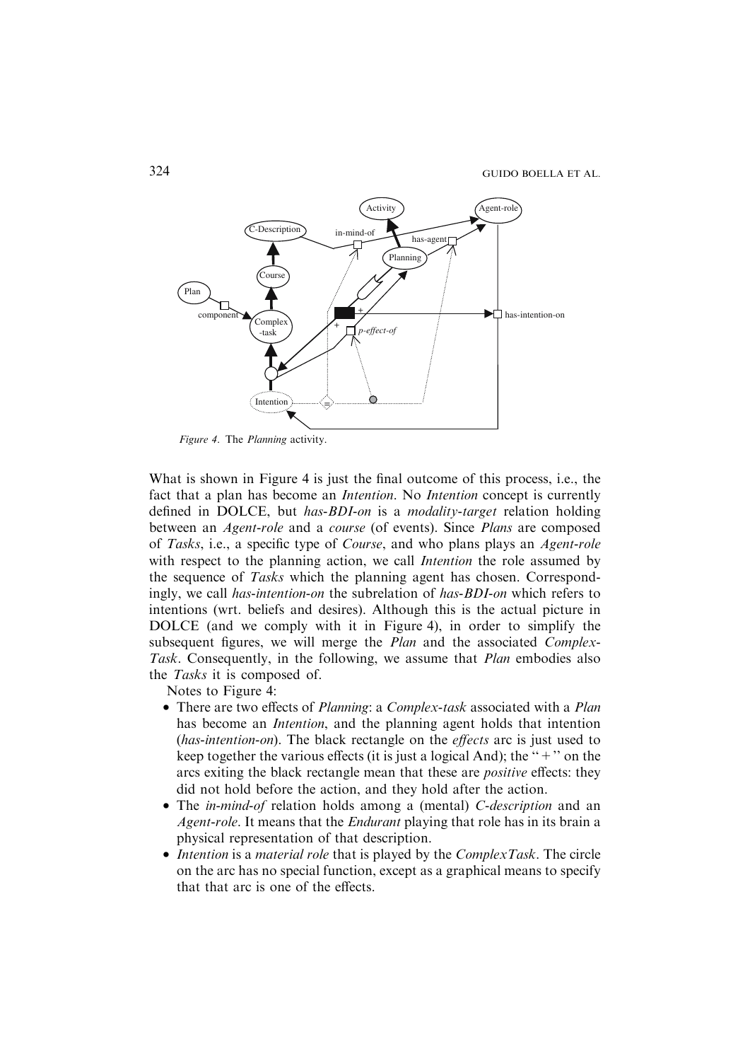Figure 4. The *Planning* activity.

What is shown in Figure 4 is just the final outcome of this process, i.e., the fact that a plan has become an *Intention*. No *Intention* concept is currently defined in DOLCE, but *has-BDI-on* is a *modality-target* relation holding between an *Agent-role* and a *course* (of events). Since *Plans* are composed of *Tasks*, i.e., a specific type of *Course*, and who plans plays an *Agent-role* with respect to the planning action, we call *Intention* the role assumed by the sequence of *Tasks* which the planning agent has chosen. Correspondingly, we call *has-intention-on* the subrelation of *has-BDI-on* which refers to intentions (wrt. beliefs and desires). Although this is the actual picture in DOLCE (and we comply with it in Figure 4), in order to simplify the subsequent figures, we will merge the *Plan* and the associated *Complex-Task*. Consequently, in the following, we assume that *Plan* embodies also the *Tasks* it is composed of.

Notes to Figure 4:

- There are two effects of *Planning*: a *Complex-task* associated with a *Plan* has become an *Intention*, and the planning agent holds that intention (*has-intention-on*). The black rectangle on the *effects* arc is just used to keep together the various effects (it is just a logical And); the "+" on the arcs exiting the black rectangle mean that these are *positive* effects: they did not hold before the action, and they hold after the action.
- The *in-mind-of* relation holds among a (mental) *C-description* and an *Agent-role*. It means that the *Endurant* playing that role has in its brain a physical representation of that description.
- *Intention* is a *material role* that is played by the *ComplexTask*. The circle on the arc has no special function, except as a graphical means to specify that that arc is one of the effects.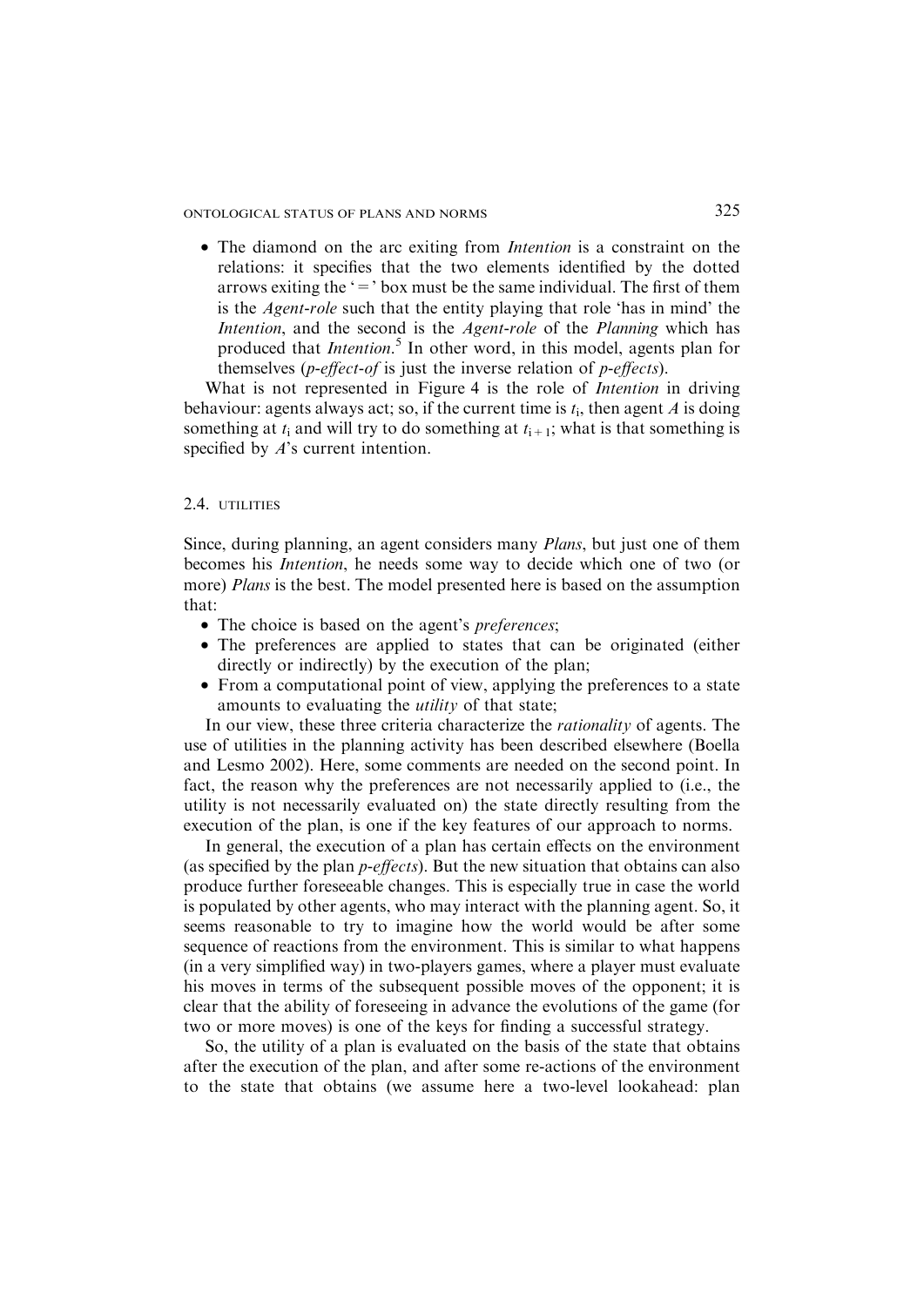- The diamond on the arc exiting from *Intention* is a constraint on the relations: it specifies that the two elements identified by the dotted arrows exiting the '=' box must be the same individual. The first of them is the *Agent-role* such that the entity playing that role 'has in mind' the *Intention*, and the second is the *Agent-role* of the *Planning* which has produced that *Intention*.[5] In other word, in this model, agents plan for themselves (*p-effect-of* is just the inverse relation of *p-effects*).

What is not represented in Figure 4 is the role of *Intention* in driving behaviour: agents always act; so, if the current time is $t_i$, then agent $A$ is doing something at $t_i$ and will try to do something at $t_{i+1}$; what is that something is specified by $A$'s current intention.

### 2.4. UTILITIES

Since, during planning, an agent considers many *Plans*, but just one of them becomes his *Intention*, he needs some way to decide which one of two (or more) *Plans* is the best. The model presented here is based on the assumption that:

- The choice is based on the agent's *preferences*;
- The preferences are applied to states that can be originated (either directly or indirectly) by the execution of the plan;
- From a computational point of view, applying the preferences to a state amounts to evaluating the *utility* of that state;

In our view, these three criteria characterize the *rationality* of agents. The use of utilities in the planning activity has been described elsewhere (Boella and Lesmo 2002). Here, some comments are needed on the second point. In fact, the reason why the preferences are not necessarily applied to (i.e., the utility is not necessarily evaluated on) the state directly resulting from the execution of the plan, is one if the key features of our approach to norms.

In general, the execution of a plan has certain effects on the environment (as specified by the plan *p-effects*). But the new situation that obtains can also produce further foreseeable changes. This is especially true in case the world is populated by other agents, who may interact with the planning agent. So, it seems reasonable to try to imagine how the world would be after some sequence of reactions from the environment. This is similar to what happens (in a very simplified way) in two-players games, where a player must evaluate his moves in terms of the subsequent possible moves of the opponent; it is clear that the ability of foreseeing in advance the evolutions of the game (for two or more moves) is one of the keys for finding a successful strategy.

So, the utility of a plan is evaluated on the basis of the state that obtains after the execution of the plan, and after some re-actions of the environment to the state that obtains (we assume here a two-level lookahead: plan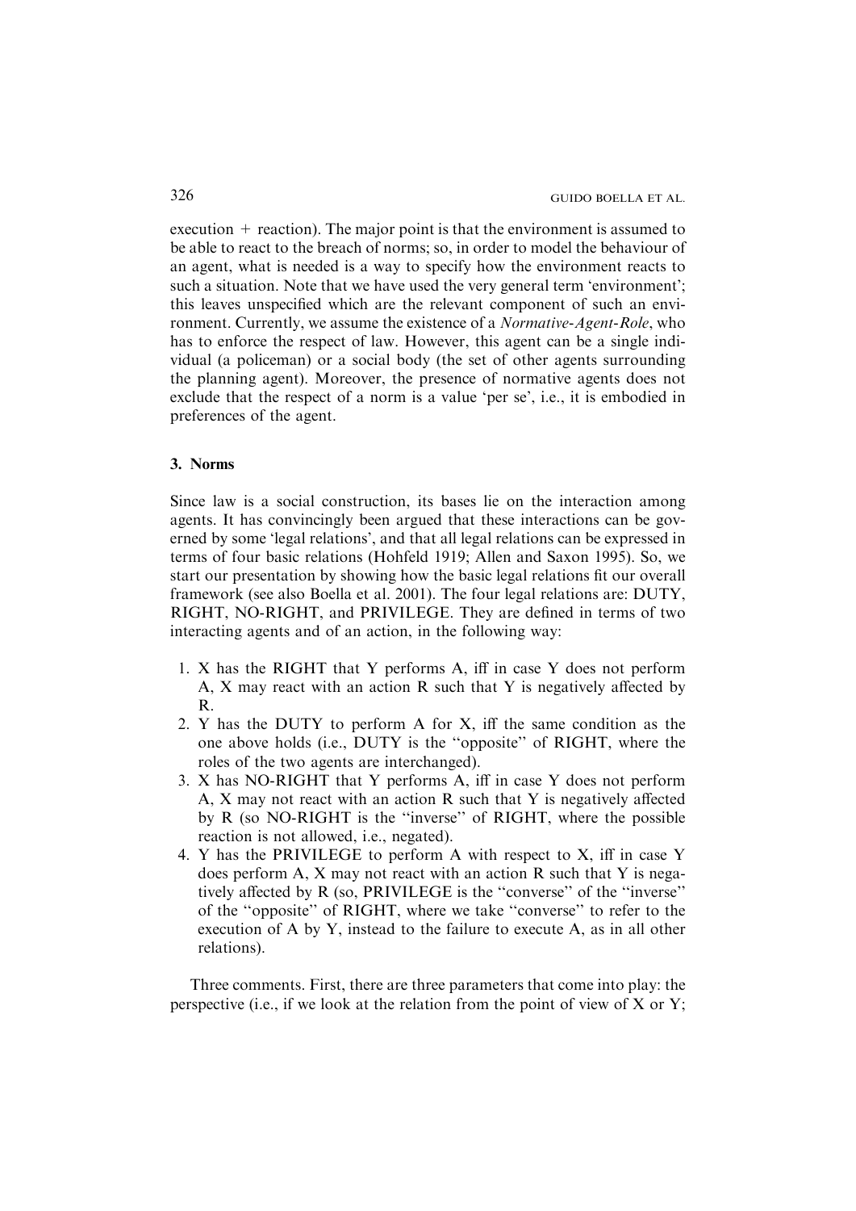execution + reaction). The major point is that the environment is assumed to be able to react to the breach of norms; so, in order to model the behaviour of an agent, what is needed is a way to specify how the environment reacts to such a situation. Note that we have used the very general term 'environment'; this leaves unspecified which are the relevant component of such an environment. Currently, we assume the existence of a *Normative-Agent-Role*, who has to enforce the respect of law. However, this agent can be a single individual (a policeman) or a social body (the set of other agents surrounding the planning agent). Moreover, the presence of normative agents does not exclude that the respect of a norm is a value 'per se', i.e., it is embodied in preferences of the agent.

## 3. Norms

Since law is a social construction, its bases lie on the interaction among agents. It has convincingly been argued that these interactions can be governed by some 'legal relations', and that all legal relations can be expressed in terms of four basic relations (Hohfeld 1919; Allen and Saxon 1995). So, we start our presentation by showing how the basic legal relations fit our overall framework (see also Boella et al. 2001). The four legal relations are: DUTY, RIGHT, NO-RIGHT, and PRIVILEGE. They are defined in terms of two interacting agents and of an action, in the following way:

1. X has the RIGHT that Y performs A, iff in case Y does not perform A, X may react with an action R such that Y is negatively affected by R.
2. Y has the DUTY to perform A for X, iff the same condition as the one above holds (i.e., DUTY is the "opposite" of RIGHT, where the roles of the two agents are interchanged).
3. X has NO-RIGHT that Y performs A, iff in case Y does not perform A, X may not react with an action R such that Y is negatively affected by R (so NO-RIGHT is the "inverse" of RIGHT, where the possible reaction is not allowed, i.e., negated).
4. Y has the PRIVILEGE to perform A with respect to X, iff in case Y does perform A, X may not react with an action R such that Y is negatively affected by R (so, PRIVILEGE is the "converse" of the "inverse" of the "opposite" of RIGHT, where we take "converse" to refer to the execution of A by Y, instead to the failure to execute A, as in all other relations).

Three comments. First, there are three parameters that come into play: the perspective (i.e., if we look at the relation from the point of view of X or Y;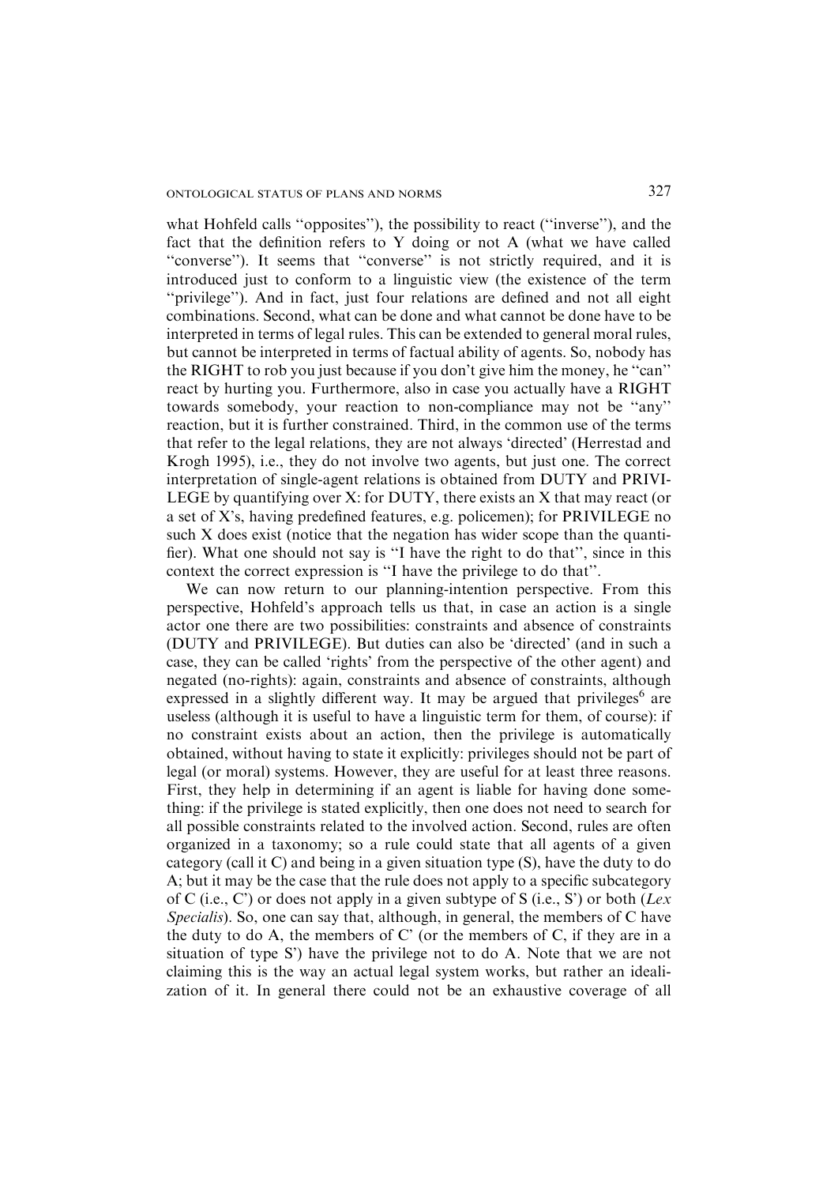what Hohfeld calls "opposites"), the possibility to react ("inverse"), and the fact that the definition refers to Y doing or not A (what we have called "converse"). It seems that "converse" is not strictly required, and it is introduced just to conform to a linguistic view (the existence of the term "privilege"). And in fact, just four relations are defined and not all eight combinations. Second, what can be done and what cannot be done have to be interpreted in terms of legal rules. This can be extended to general moral rules, but cannot be interpreted in terms of factual ability of agents. So, nobody has the RIGHT to rob you just because if you don't give him the money, he "can" react by hurting you. Furthermore, also in case you actually have a RIGHT towards somebody, your reaction to non-compliance may not be "any" reaction, but it is further constrained. Third, in the common use of the terms that refer to the legal relations, they are not always 'directed' (Herrestad and Krogh 1995), i.e., they do not involve two agents, but just one. The correct interpretation of single-agent relations is obtained from DUTY and PRIVILEGE by quantifying over X: for DUTY, there exists an X that may react (or a set of X's, having predefined features, e.g. policemen); for PRIVILEGE no such X does exist (notice that the negation has wider scope than the quantifier). What one should not say is "I have the right to do that", since in this context the correct expression is "I have the privilege to do that".

We can now return to our planning-intention perspective. From this perspective, Hohfeld's approach tells us that, in case an action is a single actor one there are two possibilities: constraints and absence of constraints (DUTY and PRIVILEGE). But duties can also be 'directed' (and in such a case, they can be called 'rights' from the perspective of the other agent) and negated (no-rights): again, constraints and absence of constraints, although expressed in a slightly different way. It may be argued that privileges[6] are useless (although it is useful to have a linguistic term for them, of course): if no constraint exists about an action, then the privilege is automatically obtained, without having to state it explicitly: privileges should not be part of legal (or moral) systems. However, they are useful for at least three reasons. First, they help in determining if an agent is liable for having done something: if the privilege is stated explicitly, then one does not need to search for all possible constraints related to the involved action. Second, rules are often organized in a taxonomy; so a rule could state that all agents of a given category (call it C) and being in a given situation type (S), have the duty to do A; but it may be the case that the rule does not apply to a specific subcategory of C (i.e., C') or does not apply in a given subtype of S (i.e., S') or both (*Lex Specialis*). So, one can say that, although, in general, the members of C have the duty to do A, the members of C' (or the members of C, if they are in a situation of type S') have the privilege not to do A. Note that we are not claiming this is the way an actual legal system works, but rather an idealization of it. In general there could not be an exhaustive coverage of all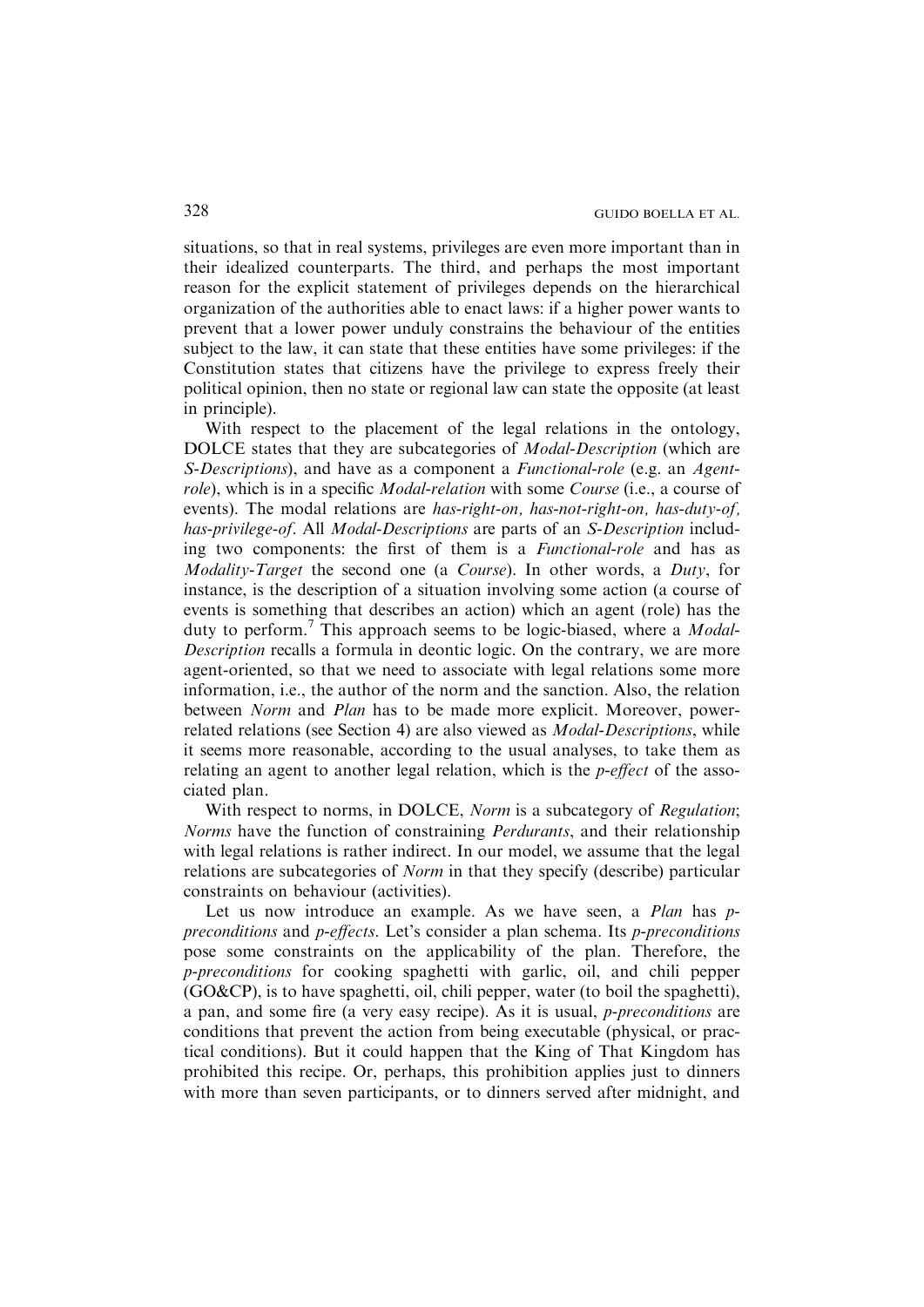situations, so that in real systems, privileges are even more important than in their idealized counterparts. The third, and perhaps the most important reason for the explicit statement of privileges depends on the hierarchical organization of the authorities able to enact laws: if a higher power wants to prevent that a lower power unduly constrains the behaviour of the entities subject to the law, it can state that these entities have some privileges: if the Constitution states that citizens have the privilege to express freely their political opinion, then no state or regional law can state the opposite (at least in principle).

With respect to the placement of the legal relations in the ontology, DOLCE states that they are subcategories of *Modal-Description* (which are *S-Descriptions*), and have as a component a *Functional-role* (e.g. an *Agent-role*), which is in a specific *Modal-relation* with some *Course* (i.e., a course of events). The modal relations are *has-right-on, has-not-right-on, has-duty-of, has-privilege-of*. All *Modal-Descriptions* are parts of an *S-Description* including two components: the first of them is a *Functional-role* and has as *Modality-Target* the second one (a *Course*). In other words, a *Duty*, for instance, is the description of a situation involving some action (a course of events is something that describes an action) which an agent (role) has the duty to perform.[7] This approach seems to be logic-biased, where a *Modal-Description* recalls a formula in deontic logic. On the contrary, we are more agent-oriented, so that we need to associate with legal relations some more information, i.e., the author of the norm and the sanction. Also, the relation between *Norm* and *Plan* has to be made more explicit. Moreover, power-related relations (see Section 4) are also viewed as *Modal-Descriptions*, while it seems more reasonable, according to the usual analyses, to take them as relating an agent to another legal relation, which is the *p-effect* of the associated plan.

With respect to norms, in DOLCE, *Norm* is a subcategory of *Regulation*; *Norms* have the function of constraining *Perdurants*, and their relationship with legal relations is rather indirect. In our model, we assume that the legal relations are subcategories of *Norm* in that they specify (describe) particular constraints on behaviour (activities).

Let us now introduce an example. As we have seen, a *Plan* has *p-preconditions* and *p-effects*. Let's consider a plan schema. Its *p-preconditions* pose some constraints on the applicability of the plan. Therefore, the *p-preconditions* for cooking spaghetti with garlic, oil, and chili pepper (GO&CP), is to have spaghetti, oil, chili pepper, water (to boil the spaghetti), a pan, and some fire (a very easy recipe). As it is usual, *p-preconditions* are conditions that prevent the action from being executable (physical, or practical conditions). But it could happen that the King of That Kingdom has prohibited this recipe. Or, perhaps, this prohibition applies just to dinners with more than seven participants, or to dinners served after midnight, and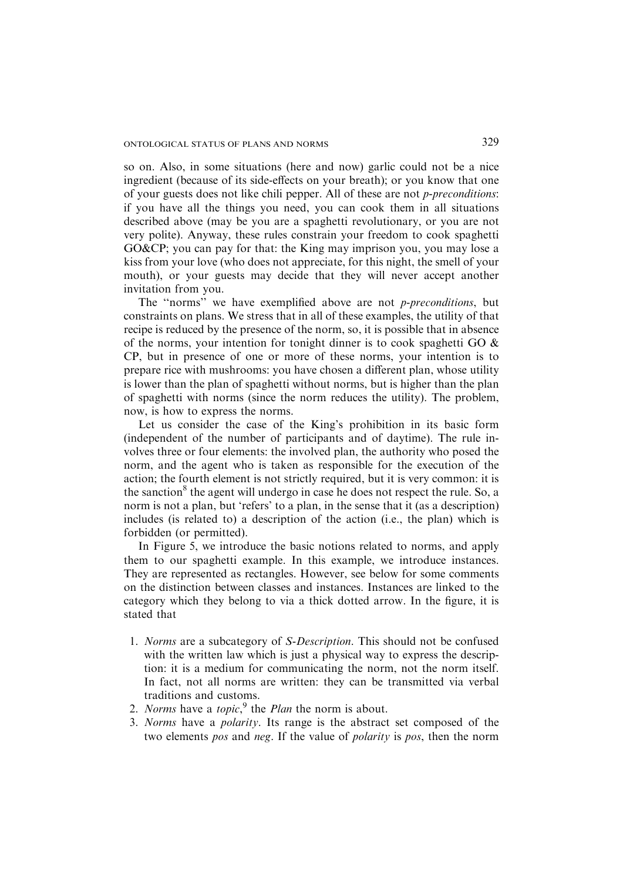so on. Also, in some situations (here and now) garlic could not be a nice ingredient (because of its side-effects on your breath); or you know that one of your guests does not like chili pepper. All of these are not *p-preconditions*: if you have all the things you need, you can cook them in all situations described above (may be you are a spaghetti revolutionary, or you are not very polite). Anyway, these rules constrain your freedom to cook spaghetti GO&CP; you can pay for that: the King may imprison you, you may lose a kiss from your love (who does not appreciate, for this night, the smell of your mouth), or your guests may decide that they will never accept another invitation from you.

The "norms" we have exemplified above are not *p-preconditions*, but constraints on plans. We stress that in all of these examples, the utility of that recipe is reduced by the presence of the norm, so, it is possible that in absence of the norms, your intention for tonight dinner is to cook spaghetti GO & CP, but in presence of one or more of these norms, your intention is to prepare rice with mushrooms: you have chosen a different plan, whose utility is lower than the plan of spaghetti without norms, but is higher than the plan of spaghetti with norms (since the norm reduces the utility). The problem, now, is how to express the norms.

Let us consider the case of the King's prohibition in its basic form (independent of the number of participants and of daytime). The rule involves three or four elements: the involved plan, the authority who posed the norm, and the agent who is taken as responsible for the execution of the action; the fourth element is not strictly required, but it is very common: it is the sanction[8] the agent will undergo in case he does not respect the rule. So, a norm is not a plan, but 'refers' to a plan, in the sense that it (as a description) includes (is related to) a description of the action (i.e., the plan) which is forbidden (or permitted).

In Figure 5, we introduce the basic notions related to norms, and apply them to our spaghetti example. In this example, we introduce instances. They are represented as rectangles. However, see below for some comments on the distinction between classes and instances. Instances are linked to the category which they belong to via a thick dotted arrow. In the figure, it is stated that

1. *Norms* are a subcategory of *S-Description*. This should not be confused with the written law which is just a physical way to express the description: it is a medium for communicating the norm, not the norm itself. In fact, not all norms are written: they can be transmitted via verbal traditions and customs.
2. *Norms* have a *topic*,[9] the *Plan* the norm is about.
3. *Norms* have a *polarity*. Its range is the abstract set composed of the two elements *pos* and *neg*. If the value of *polarity* is *pos*, then the norm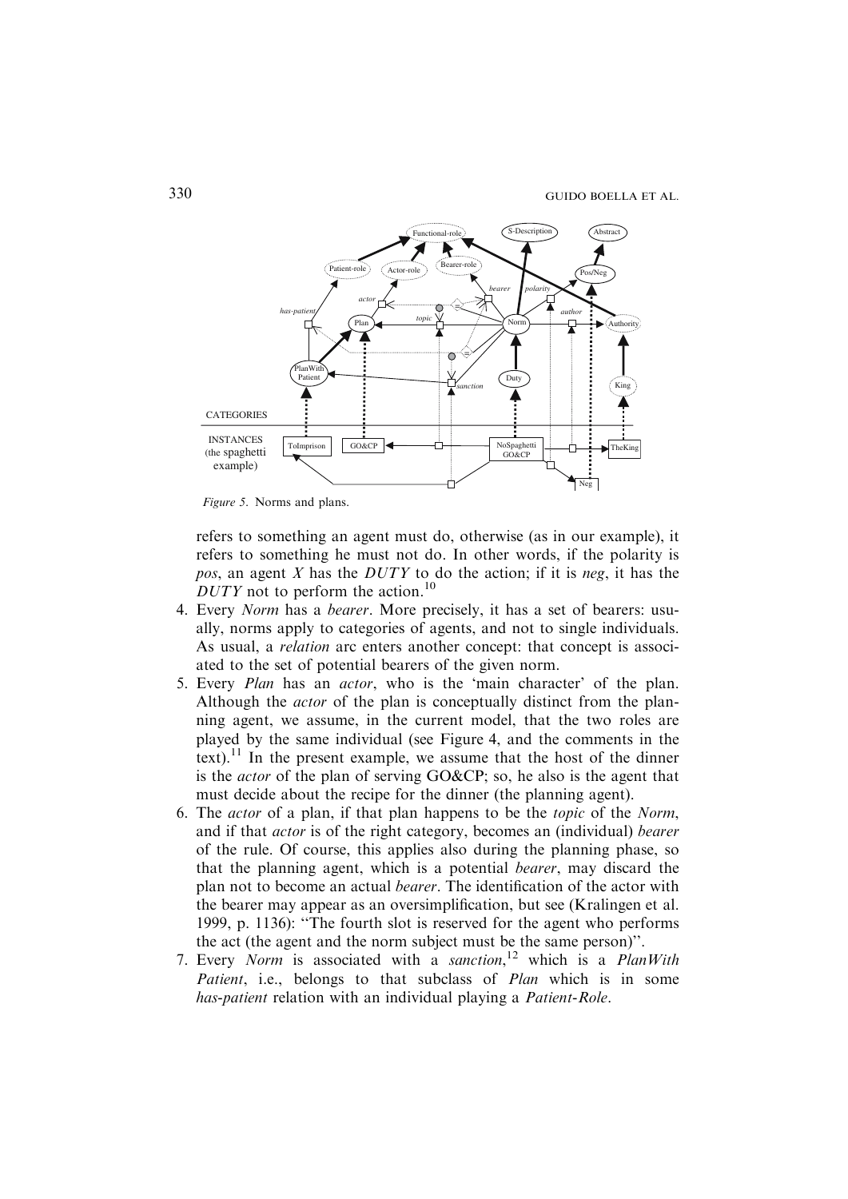Figure 5. Norms and plans.

refers to something an agent must do, otherwise (as in our example), it refers to something he must not do. In other words, if the polarity is *pos*, an agent *X* has the *DUTY* to do the action; if it is *neg*, it has the *DUTY* not to perform the action.[10]

4. Every *Norm* has a *bearer*. More precisely, it has a set of bearers: usually, norms apply to categories of agents, and not to single individuals. As usual, a *relation* arc enters another concept: that concept is associated to the set of potential bearers of the given norm.
5. Every *Plan* has an *actor*, who is the 'main character' of the plan. Although the *actor* of the plan is conceptually distinct from the planning agent, we assume, in the current model, that the two roles are played by the same individual (see Figure 4, and the comments in the text).[11] In the present example, we assume that the host of the dinner is the *actor* of the plan of serving GO&CP; so, he also is the agent that must decide about the recipe for the dinner (the planning agent).
6. The *actor* of a plan, if that plan happens to be the *topic* of the *Norm*, and if that *actor* is of the right category, becomes an (individual) *bearer* of the rule. Of course, this applies also during the planning phase, so that the planning agent, which is a potential *bearer*, may discard the plan not to become an actual *bearer*. The identification of the actor with the bearer may appear as an oversimplification, but see (Kralingen et al. 1999, p. 1136): "The fourth slot is reserved for the agent who performs the act (the agent and the norm subject must be the same person)".
7. Every *Norm* is associated with a *sanction*,[12] which is a *PlanWith Patient*, i.e., belongs to that subclass of *Plan* which is in some *has-patient* relation with an individual playing a *Patient-Role*.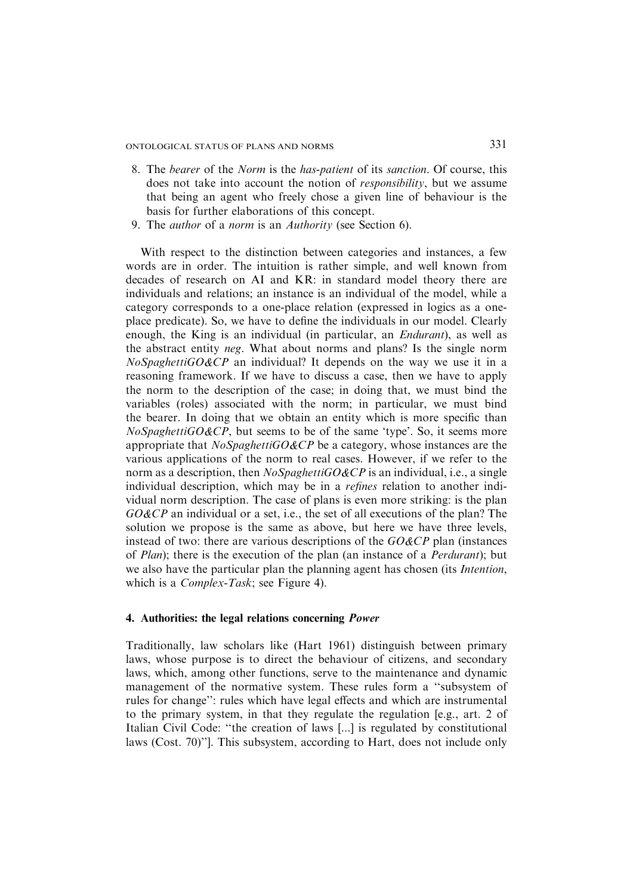8. The *bearer* of the *Norm* is the *has-patient* of its *sanction*. Of course, this does not take into account the notion of *responsibility*, but we assume that being an agent who freely chose a given line of behaviour is the basis for further elaborations of this concept.
9. The *author* of a *norm* is an *Authority* (see Section 6).

With respect to the distinction between categories and instances, a few words are in order. The intuition is rather simple, and well known from decades of research on AI and KR: in standard model theory there are individuals and relations; an instance is an individual of the model, while a category corresponds to a one-place relation (expressed in logics as a one-place predicate). So, we have to define the individuals in our model. Clearly enough, the King is an individual (in particular, an *Endurant*), as well as the abstract entity *neg*. What about norms and plans? Is the single norm *NoSpaghettiGO&CP* an individual? It depends on the way we use it in a reasoning framework. If we have to discuss a case, then we have to apply the norm to the description of the case; in doing that, we must bind the variables (roles) associated with the norm; in particular, we must bind the bearer. In doing that we obtain an entity which is more specific than *NoSpaghettiGO&CP*, but seems to be of the same 'type'. So, it seems more appropriate that *NoSpaghettiGO&CP* be a category, whose instances are the various applications of the norm to real cases. However, if we refer to the norm as a description, then *NoSpaghettiGO&CP* is an individual, i.e., a single individual description, which may be in a *refines* relation to another individual norm description. The case of plans is even more striking: is the plan *GO&CP* an individual or a set, i.e., the set of all executions of the plan? The solution we propose is the same as above, but here we have three levels, instead of two: there are various descriptions of the *GO&CP* plan (instances of *Plan*); there is the execution of the plan (an instance of a *Perdurant*); but we also have the particular plan the planning agent has chosen (its *Intention*, which is a *Complex-Task*; see Figure 4).

## 4. Authorities: the legal relations concerning *Power*

Traditionally, law scholars like (Hart 1961) distinguish between primary laws, whose purpose is to direct the behaviour of citizens, and secondary laws, which, among other functions, serve to the maintenance and dynamic management of the normative system. These rules form a "subsystem of rules for change": rules which have legal effects and which are instrumental to the primary system, in that they regulate the regulation [e.g., art. 2 of Italian Civil Code: "the creation of laws [...] is regulated by constitutional laws (Cost. 70)"]. This subsystem, according to Hart, does not include only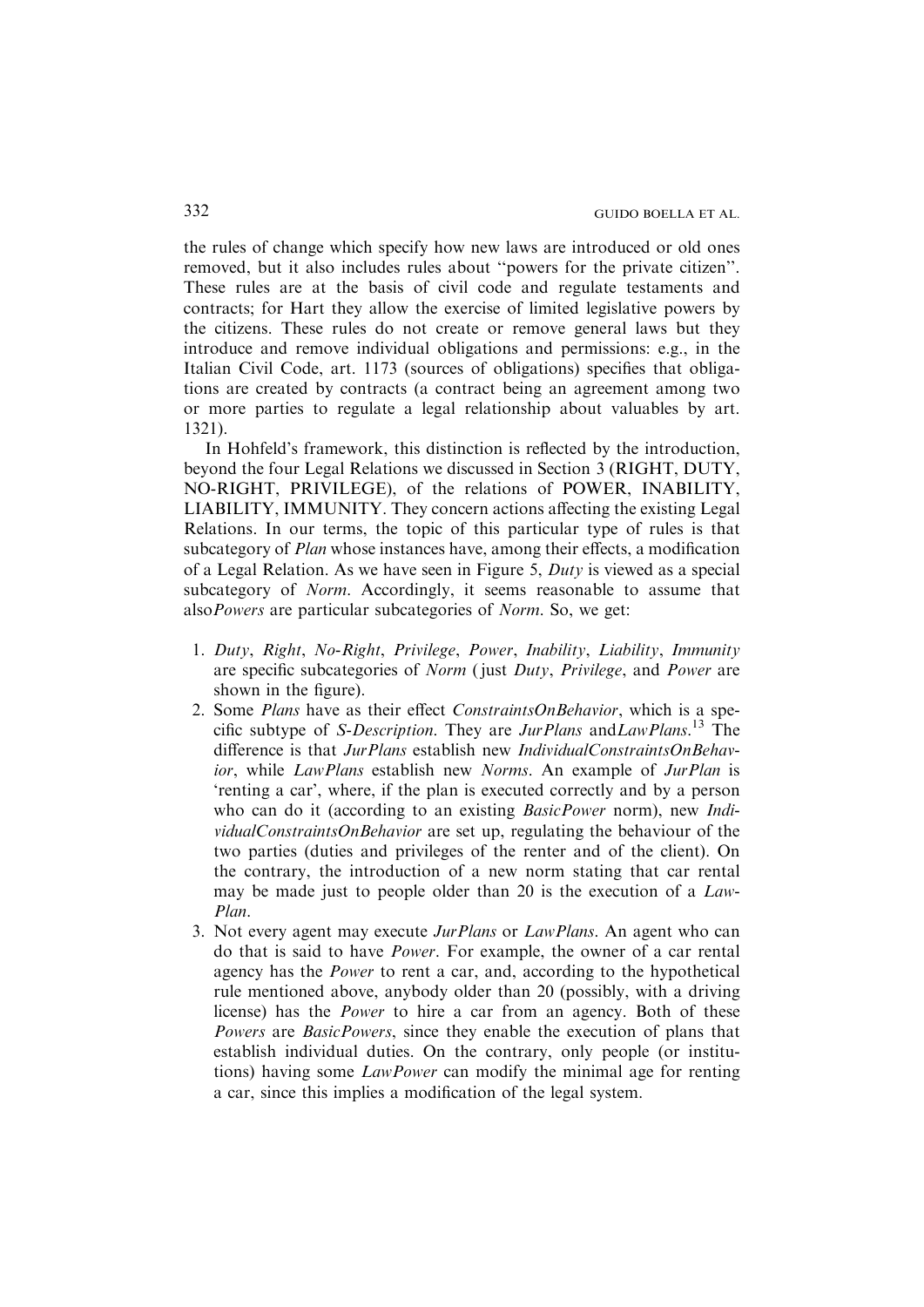the rules of change which specify how new laws are introduced or old ones removed, but it also includes rules about "powers for the private citizen". These rules are at the basis of civil code and regulate testaments and contracts; for Hart they allow the exercise of limited legislative powers by the citizens. These rules do not create or remove general laws but they introduce and remove individual obligations and permissions: e.g., in the Italian Civil Code, art. 1173 (sources of obligations) specifies that obligations are created by contracts (a contract being an agreement among two or more parties to regulate a legal relationship about valuables by art. 1321).

In Hohfeld's framework, this distinction is reflected by the introduction, beyond the four Legal Relations we discussed in Section 3 (RIGHT, DUTY, NO-RIGHT, PRIVILEGE), of the relations of POWER, INABILITY, LIABILITY, IMMUNITY. They concern actions affecting the existing Legal Relations. In our terms, the topic of this particular type of rules is that subcategory of *Plan* whose instances have, among their effects, a modification of a Legal Relation. As we have seen in Figure 5, *Duty* is viewed as a special subcategory of *Norm*. Accordingly, it seems reasonable to assume that also*Powers* are particular subcategories of *Norm*. So, we get:

1. *Duty*, *Right*, *No-Right*, *Privilege*, *Power*, *Inability*, *Liability*, *Immunity* are specific subcategories of *Norm* (just *Duty*, *Privilege*, and *Power* are shown in the figure).
2. Some *Plans* have as their effect *ConstraintsOnBehavior*, which is a specific subtype of *S-Description*. They are *JurPlans* and*LawPlans*.[13] The difference is that *JurPlans* establish new *IndividualConstraintsOnBehavior*, while *LawPlans* establish new *Norms*. An example of *JurPlan* is 'renting a car', where, if the plan is executed correctly and by a person who can do it (according to an existing *BasicPower* norm), new *IndividualConstraintsOnBehavior* are set up, regulating the behaviour of the two parties (duties and privileges of the renter and of the client). On the contrary, the introduction of a new norm stating that car rental may be made just to people older than 20 is the execution of a *LawPlan*.
3. Not every agent may execute *JurPlans* or *LawPlans*. An agent who can do that is said to have *Power*. For example, the owner of a car rental agency has the *Power* to rent a car, and, according to the hypothetical rule mentioned above, anybody older than 20 (possibly, with a driving license) has the *Power* to hire a car from an agency. Both of these *Powers* are *BasicPowers*, since they enable the execution of plans that establish individual duties. On the contrary, only people (or institutions) having some *LawPower* can modify the minimal age for renting a car, since this implies a modification of the legal system.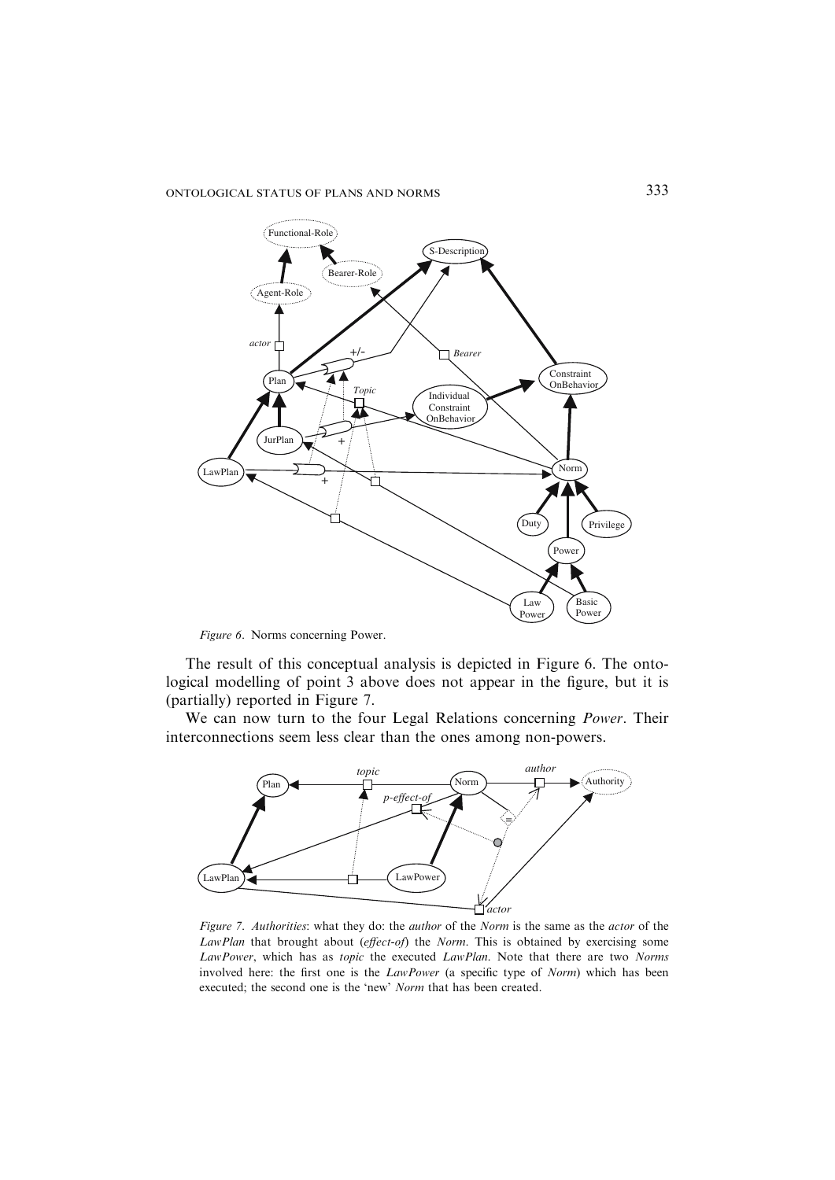*Figure 6.* Norms concerning Power.

The result of this conceptual analysis is depicted in Figure 6. The ontological modelling of point 3 above does not appear in the figure, but it is (partially) reported in Figure 7.

We can now turn to the four Legal Relations concerning *Power*. Their interconnections seem less clear than the ones among non-powers.

*Figure 7. Authorities*: what they do: the *author* of the *Norm* is the same as the *actor* of the *LawPlan* that brought about (*effect-of*) the *Norm*. This is obtained by exercising some *LawPower*, which has as *topic* the executed *LawPlan*. Note that there are two *Norms* involved here: the first one is the *LawPower* (a specific type of *Norm*) which has been executed; the second one is the 'new' *Norm* that has been created.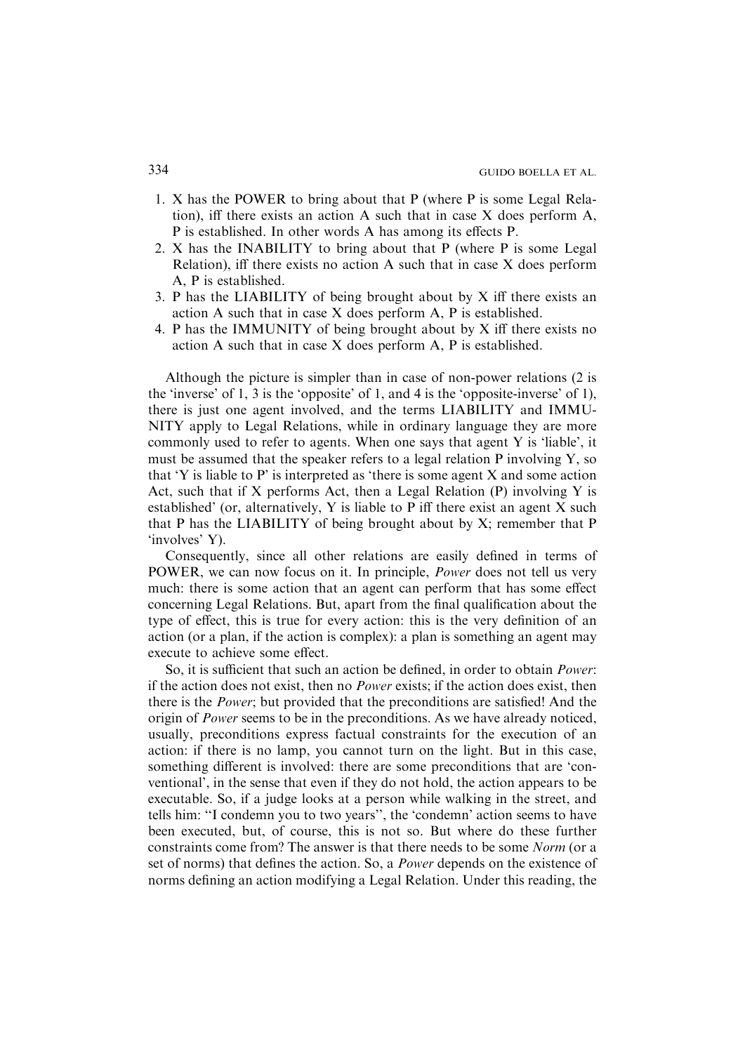1. X has the POWER to bring about that P (where P is some Legal Relation), iff there exists an action A such that in case X does perform A, P is established. In other words A has among its effects P.
2. X has the INABILITY to bring about that P (where P is some Legal Relation), iff there exists no action A such that in case X does perform A, P is established.
3. P has the LIABILITY of being brought about by X iff there exists an action A such that in case X does perform A, P is established.
4. P has the IMMUNITY of being brought about by X iff there exists no action A such that in case X does perform A, P is established.

Although the picture is simpler than in case of non-power relations (2 is the 'inverse' of 1, 3 is the 'opposite' of 1, and 4 is the 'opposite-inverse' of 1), there is just one agent involved, and the terms LIABILITY and IMMUNITY apply to Legal Relations, while in ordinary language they are more commonly used to refer to agents. When one says that agent Y is 'liable', it must be assumed that the speaker refers to a legal relation P involving Y, so that 'Y is liable to P' is interpreted as 'there is some agent X and some action Act, such that if X performs Act, then a Legal Relation (P) involving Y is established' (or, alternatively, Y is liable to P iff there exist an agent X such that P has the LIABILITY of being brought about by X; remember that P 'involves' Y).

Consequently, since all other relations are easily defined in terms of POWER, we can now focus on it. In principle, *Power* does not tell us very much: there is some action that an agent can perform that has some effect concerning Legal Relations. But, apart from the final qualification about the type of effect, this is true for every action: this is the very definition of an action (or a plan, if the action is complex): a plan is something an agent may execute to achieve some effect.

So, it is sufficient that such an action be defined, in order to obtain *Power*: if the action does not exist, then no *Power* exists; if the action does exist, then there is the *Power*; but provided that the preconditions are satisfied! And the origin of *Power* seems to be in the preconditions. As we have already noticed, usually, preconditions express factual constraints for the execution of an action: if there is no lamp, you cannot turn on the light. But in this case, something different is involved: there are some preconditions that are 'conventional', in the sense that even if they do not hold, the action appears to be executable. So, if a judge looks at a person while walking in the street, and tells him: "I condemn you to two years", the 'condemn' action seems to have been executed, but, of course, this is not so. But where do these further constraints come from? The answer is that there needs to be some *Norm* (or a set of norms) that defines the action. So, a *Power* depends on the existence of norms defining an action modifying a Legal Relation. Under this reading, the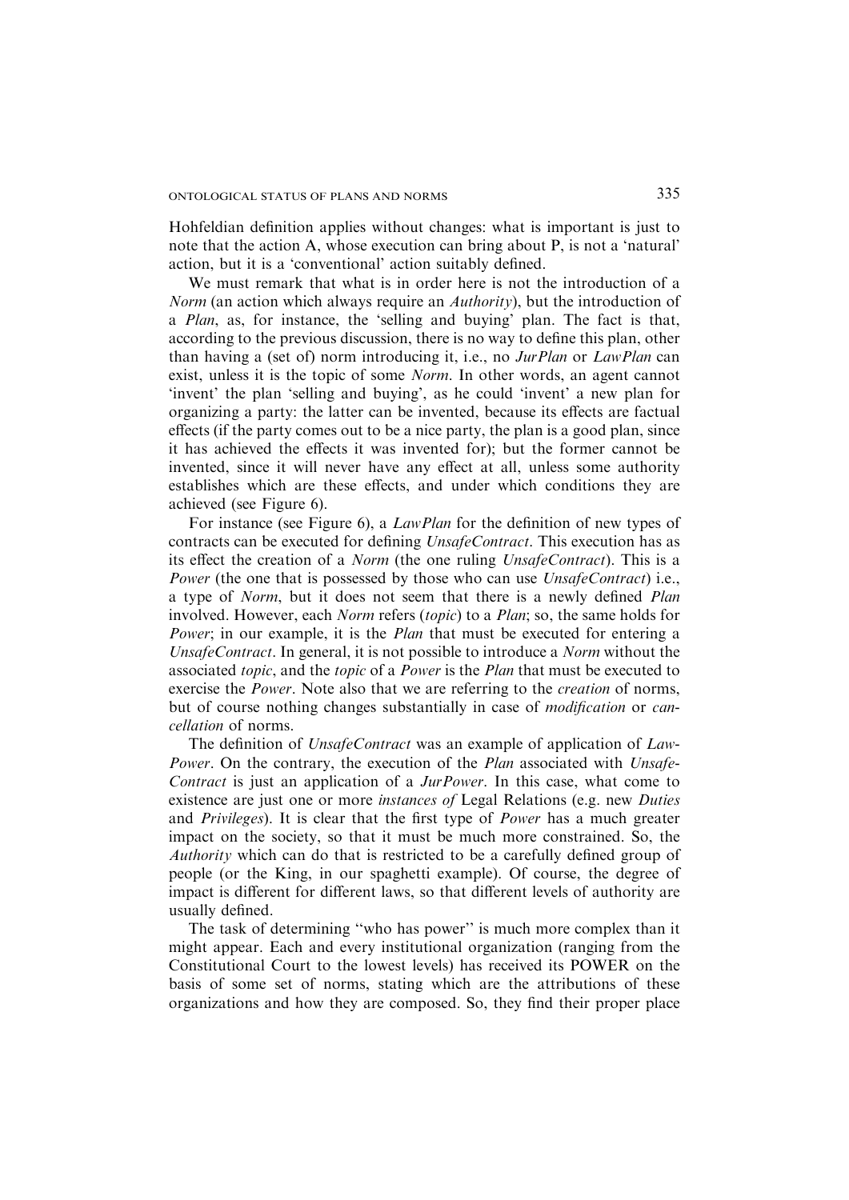Hohfeldian definition applies without changes: what is important is just to note that the action A, whose execution can bring about P, is not a 'natural' action, but it is a 'conventional' action suitably defined.

We must remark that what is in order here is not the introduction of a *Norm* (an action which always require an *Authority*), but the introduction of a *Plan*, as, for instance, the 'selling and buying' plan. The fact is that, according to the previous discussion, there is no way to define this plan, other than having a (set of) norm introducing it, i.e., no *JurPlan* or *LawPlan* can exist, unless it is the topic of some *Norm*. In other words, an agent cannot 'invent' the plan 'selling and buying', as he could 'invent' a new plan for organizing a party: the latter can be invented, because its effects are factual effects (if the party comes out to be a nice party, the plan is a good plan, since it has achieved the effects it was invented for); but the former cannot be invented, since it will never have any effect at all, unless some authority establishes which are these effects, and under which conditions they are achieved (see Figure 6).

For instance (see Figure 6), a *LawPlan* for the definition of new types of contracts can be executed for defining *UnsafeContract*. This execution has as its effect the creation of a *Norm* (the one ruling *UnsafeContract*). This is a *Power* (the one that is possessed by those who can use *UnsafeContract*) i.e., a type of *Norm*, but it does not seem that there is a newly defined *Plan* involved. However, each *Norm* refers (*topic*) to a *Plan*; so, the same holds for *Power*; in our example, it is the *Plan* that must be executed for entering a *UnsafeContract*. In general, it is not possible to introduce a *Norm* without the associated *topic*, and the *topic* of a *Power* is the *Plan* that must be executed to exercise the *Power*. Note also that we are referring to the *creation* of norms, but of course nothing changes substantially in case of *modification* or *cancellation* of norms.

The definition of *UnsafeContract* was an example of application of *LawPower*. On the contrary, the execution of the *Plan* associated with *UnsafeContract* is just an application of a *JurPower*. In this case, what come to existence are just one or more *instances of* Legal Relations (e.g. new *Duties* and *Privileges*). It is clear that the first type of *Power* has a much greater impact on the society, so that it must be much more constrained. So, the *Authority* which can do that is restricted to be a carefully defined group of people (or the King, in our spaghetti example). Of course, the degree of impact is different for different laws, so that different levels of authority are usually defined.

The task of determining "who has power" is much more complex than it might appear. Each and every institutional organization (ranging from the Constitutional Court to the lowest levels) has received its POWER on the basis of some set of norms, stating which are the attributions of these organizations and how they are composed. So, they find their proper place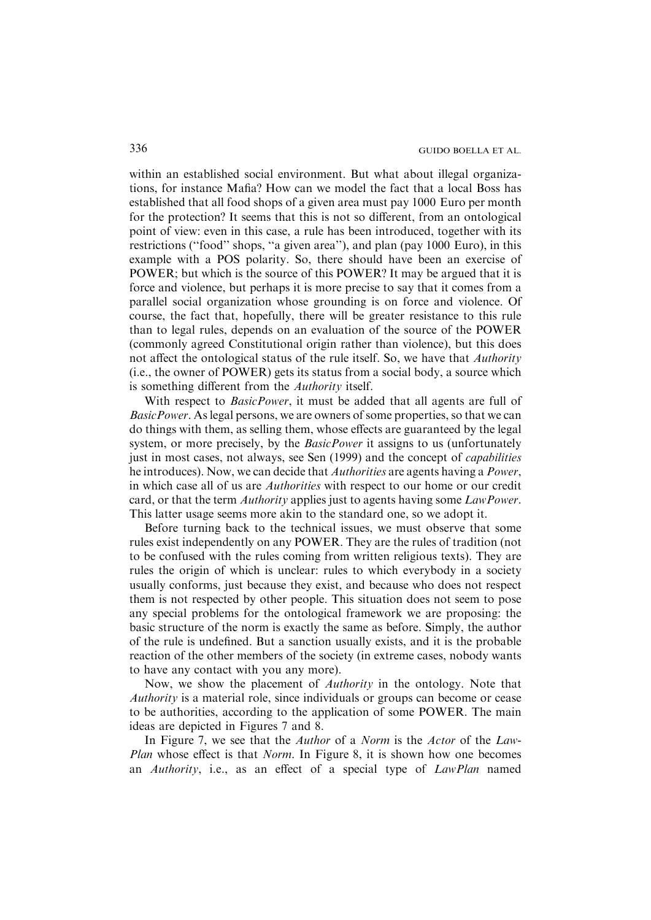within an established social environment. But what about illegal organizations, for instance Mafia? How can we model the fact that a local Boss has established that all food shops of a given area must pay 1000 Euro per month for the protection? It seems that this is not so different, from an ontological point of view: even in this case, a rule has been introduced, together with its restrictions ("food" shops, "a given area"), and plan (pay 1000 Euro), in this example with a POS polarity. So, there should have been an exercise of POWER; but which is the source of this POWER? It may be argued that it is force and violence, but perhaps it is more precise to say that it comes from a parallel social organization whose grounding is on force and violence. Of course, the fact that, hopefully, there will be greater resistance to this rule than to legal rules, depends on an evaluation of the source of the POWER (commonly agreed Constitutional origin rather than violence), but this does not affect the ontological status of the rule itself. So, we have that *Authority* (i.e., the owner of POWER) gets its status from a social body, a source which is something different from the *Authority* itself.

With respect to *BasicPower*, it must be added that all agents are full of *BasicPower*. As legal persons, we are owners of some properties, so that we can do things with them, as selling them, whose effects are guaranteed by the legal system, or more precisely, by the *BasicPower* it assigns to us (unfortunately just in most cases, not always, see Sen (1999) and the concept of *capabilities* he introduces). Now, we can decide that *Authorities* are agents having a *Power*, in which case all of us are *Authorities* with respect to our home or our credit card, or that the term *Authority* applies just to agents having some *LawPower*. This latter usage seems more akin to the standard one, so we adopt it.

Before turning back to the technical issues, we must observe that some rules exist independently on any POWER. They are the rules of tradition (not to be confused with the rules coming from written religious texts). They are rules the origin of which is unclear: rules to which everybody in a society usually conforms, just because they exist, and because who does not respect them is not respected by other people. This situation does not seem to pose any special problems for the ontological framework we are proposing: the basic structure of the norm is exactly the same as before. Simply, the author of the rule is undefined. But a sanction usually exists, and it is the probable reaction of the other members of the society (in extreme cases, nobody wants to have any contact with you any more).

Now, we show the placement of *Authority* in the ontology. Note that *Authority* is a material role, since individuals or groups can become or cease to be authorities, according to the application of some POWER. The main ideas are depicted in Figures 7 and 8.

In Figure 7, we see that the *Author* of a *Norm* is the *Actor* of the *LawPlan* whose effect is that *Norm*. In Figure 8, it is shown how one becomes an *Authority*, i.e., as an effect of a special type of *LawPlan* named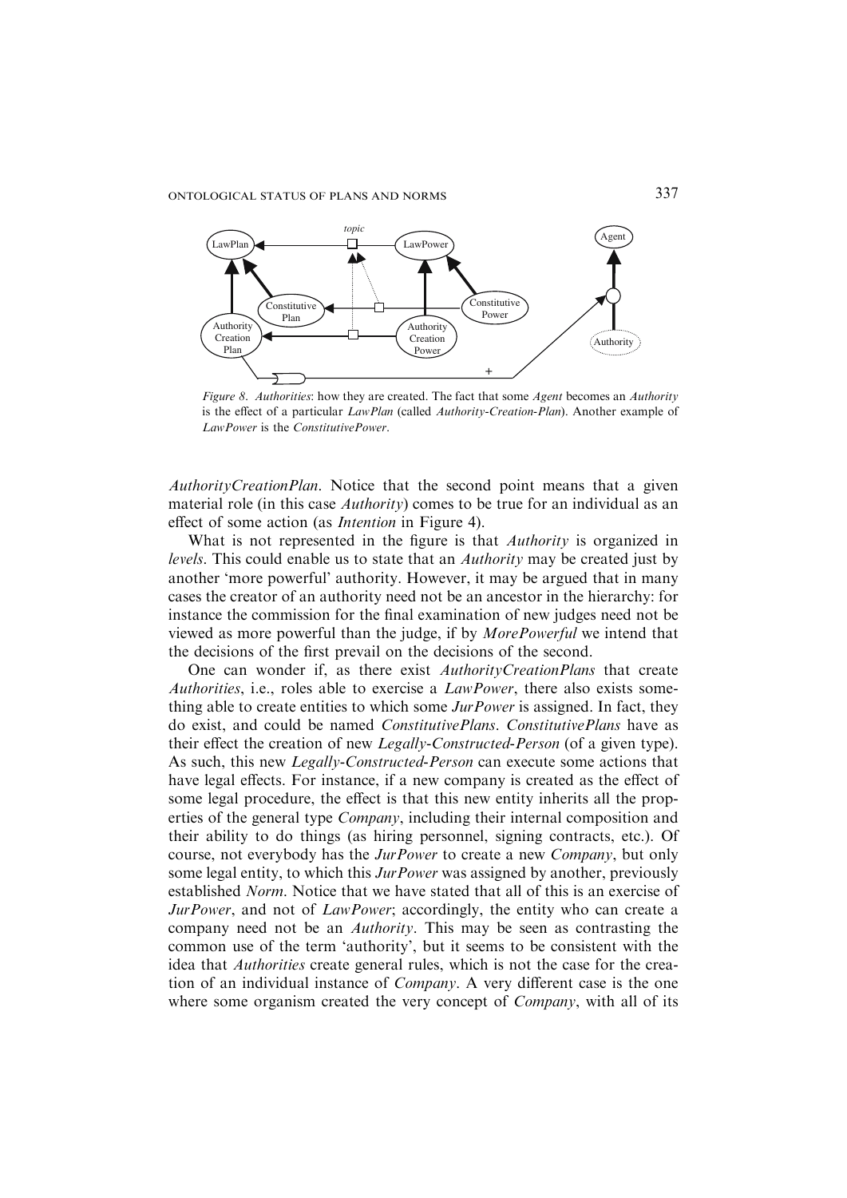*Figure 8. Authorities*: how they are created. The fact that some *Agent* becomes an *Authority* is the effect of a particular *LawPlan* (called *Authority-Creation-Plan*). Another example of *LawPower* is the *ConstitutivePower*.

*AuthorityCreationPlan*. Notice that the second point means that a given material role (in this case *Authority*) comes to be true for an individual as an effect of some action (as *Intention* in Figure 4).

What is not represented in the figure is that *Authority* is organized in *levels*. This could enable us to state that an *Authority* may be created just by another 'more powerful' authority. However, it may be argued that in many cases the creator of an authority need not be an ancestor in the hierarchy: for instance the commission for the final examination of new judges need not be viewed as more powerful than the judge, if by *MorePowerful* we intend that the decisions of the first prevail on the decisions of the second.

One can wonder if, as there exist *AuthorityCreationPlans* that create *Authorities*, i.e., roles able to exercise a *LawPower*, there also exists something able to create entities to which some *JurPower* is assigned. In fact, they do exist, and could be named *ConstitutivePlans*. *ConstitutivePlans* have as their effect the creation of new *Legally-Constructed-Person* (of a given type). As such, this new *Legally-Constructed-Person* can execute some actions that have legal effects. For instance, if a new company is created as the effect of some legal procedure, the effect is that this new entity inherits all the properties of the general type *Company*, including their internal composition and their ability to do things (as hiring personnel, signing contracts, etc.). Of course, not everybody has the *JurPower* to create a new *Company*, but only some legal entity, to which this *JurPower* was assigned by another, previously established *Norm*. Notice that we have stated that all of this is an exercise of *JurPower*, and not of *LawPower*; accordingly, the entity who can create a company need not be an *Authority*. This may be seen as contrasting the common use of the term 'authority', but it seems to be consistent with the idea that *Authorities* create general rules, which is not the case for the creation of an individual instance of *Company*. A very different case is the one where some organism created the very concept of *Company*, with all of its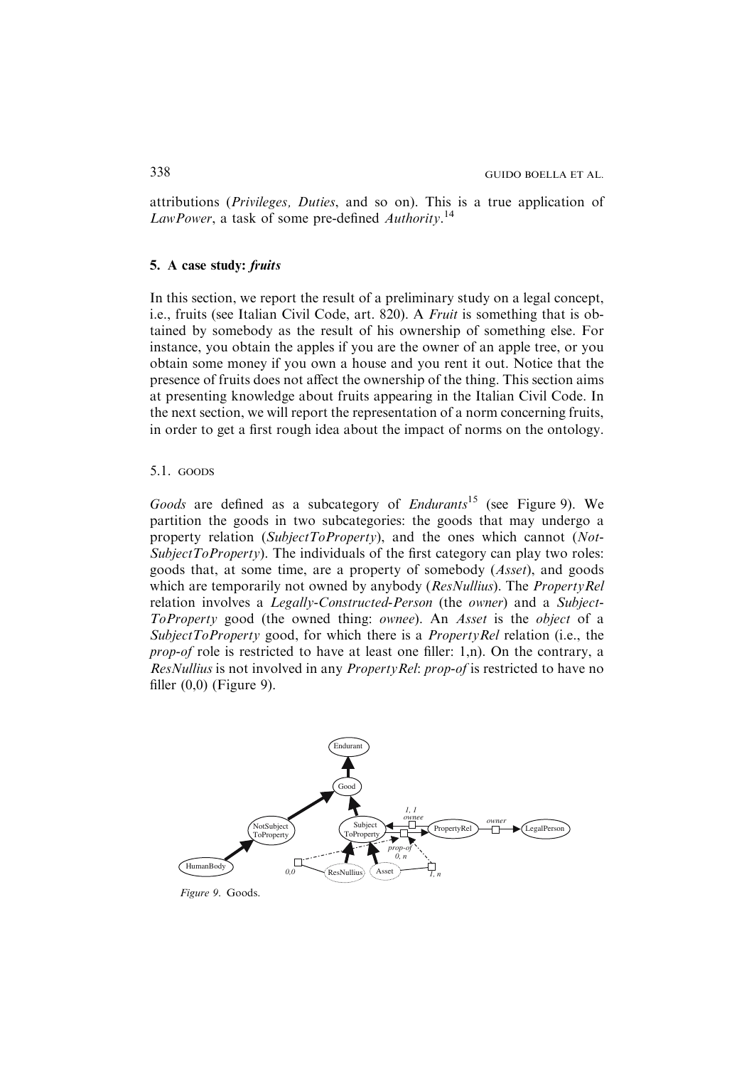attributions (*Privileges, Duties*, and so on). This is a true application of *LawPower*, a task of some pre-defined *Authority*.[14]

## 5. A case study: *fruits*

In this section, we report the result of a preliminary study on a legal concept, i.e., fruits (see Italian Civil Code, art. 820). A *Fruit* is something that is obtained by somebody as the result of his ownership of something else. For instance, you obtain the apples if you are the owner of an apple tree, or you obtain some money if you own a house and you rent it out. Notice that the presence of fruits does not affect the ownership of the thing. This section aims at presenting knowledge about fruits appearing in the Italian Civil Code. In the next section, we will report the representation of a norm concerning fruits, in order to get a first rough idea about the impact of norms on the ontology.

### 5.1. GOODS

*Goods* are defined as a subcategory of *Endurants*[15] (see Figure 9). We partition the goods in two subcategories: the goods that may undergo a property relation (*SubjectToProperty*), and the ones which cannot (*NotSubjectToProperty*). The individuals of the first category can play two roles: goods that, at some time, are a property of somebody (*Asset*), and goods which are temporarily not owned by anybody (*ResNullius*). The *PropertyRel* relation involves a *Legally-Constructed-Person* (the *owner*) and a *SubjectToProperty* good (the owned thing: *ownee*). An *Asset* is the *object* of a *SubjectToProperty* good, for which there is a *PropertyRel* relation (i.e., the *prop-of* role is restricted to have at least one filler: 1,n). On the contrary, a *ResNullius* is not involved in any *PropertyRel*: *prop-of* is restricted to have no filler (0,0) (Figure 9).

*Figure 9*. Goods.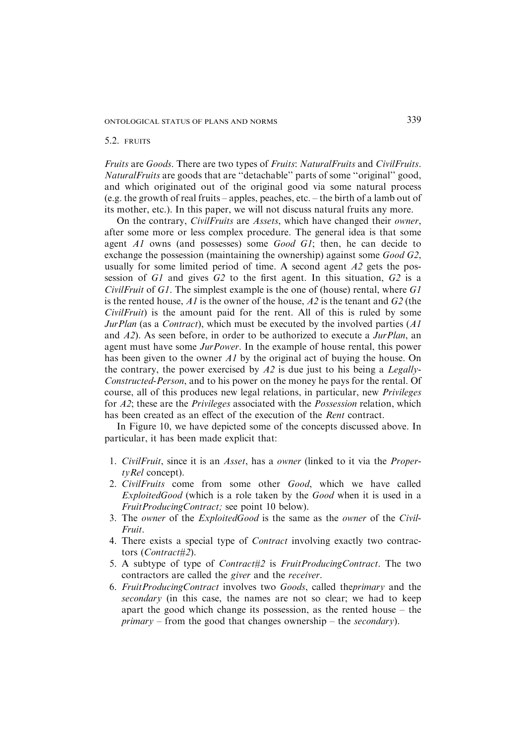### 5.2. FRUITS

*Fruits* are *Goods*. There are two types of *Fruits*: *NaturalFruits* and *CivilFruits*. *NaturalFruits* are goods that are "detachable" parts of some "original" good, and which originated out of the original good via some natural process (e.g. the growth of real fruits – apples, peaches, etc. – the birth of a lamb out of its mother, etc.). In this paper, we will not discuss natural fruits any more.

On the contrary, *CivilFruits* are *Assets*, which have changed their *owner*, after some more or less complex procedure. The general idea is that some agent *A1* owns (and possesses) some *Good G1*; then, he can decide to exchange the possession (maintaining the ownership) against some *Good G2*, usually for some limited period of time. A second agent *A2* gets the possession of *G1* and gives *G2* to the first agent. In this situation, *G2* is a *CivilFruit* of *G1*. The simplest example is the one of (house) rental, where *G1* is the rented house, *A1* is the owner of the house, *A2* is the tenant and *G2* (the *CivilFruit*) is the amount paid for the rent. All of this is ruled by some *JurPlan* (as a *Contract*), which must be executed by the involved parties (*A1* and *A2*). As seen before, in order to be authorized to execute a *JurPlan*, an agent must have some *JurPower*. In the example of house rental, this power has been given to the owner *A1* by the original act of buying the house. On the contrary, the power exercised by *A2* is due just to his being a *Legally-Constructed-Person*, and to his power on the money he pays for the rental. Of course, all of this produces new legal relations, in particular, new *Privileges* for *A2*; these are the *Privileges* associated with the *Possession* relation, which has been created as an effect of the execution of the *Rent* contract.

In Figure 10, we have depicted some of the concepts discussed above. In particular, it has been made explicit that:

1. *CivilFruit*, since it is an *Asset*, has a *owner* (linked to it via the *PropertyRel* concept).
2. *CivilFruits* come from some other *Good*, which we have called *ExploitedGood* (which is a role taken by the *Good* when it is used in a *FruitProducingContract;* see point 10 below).
3. The *owner* of the *ExploitedGood* is the same as the *owner* of the *CivilFruit*.
4. There exists a special type of *Contract* involving exactly two contractors (*Contract#2*).
5. A subtype of type of *Contract#2* is *FruitProducingContract*. The two contractors are called the *giver* and the *receiver*.
6. *FruitProducingContract* involves two *Goods*, called the*primary* and the *secondary* (in this case, the names are not so clear; we had to keep apart the good which change its possession, as the rented house – the *primary* – from the good that changes ownership – the *secondary*).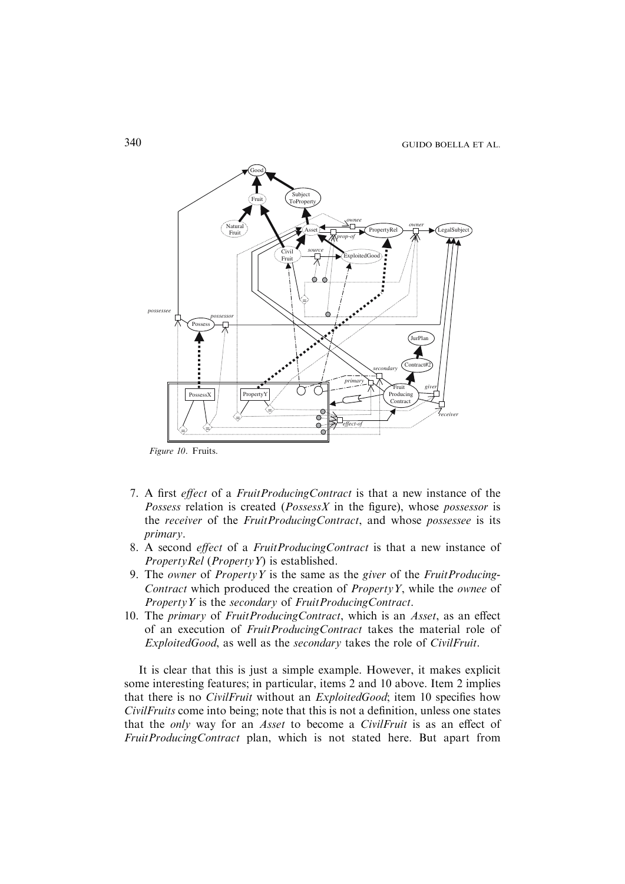*Figure 10.* Fruits.

7. A first *effect* of a *FruitProducingContract* is that a new instance of the *Possess* relation is created (*PossessX* in the figure), whose *possessor* is the *receiver* of the *FruitProducingContract*, and whose *possessee* is its *primary*.
8. A second *effect* of a *FruitProducingContract* is that a new instance of *PropertyRel* (*PropertyY*) is established.
9. The *owner* of *PropertyY* is the same as the *giver* of the *FruitProducing-Contract* which produced the creation of *PropertyY*, while the *ownee* of *PropertyY* is the *secondary* of *FruitProducingContract*.
10. The *primary* of *FruitProducingContract*, which is an *Asset*, as an effect of an execution of *FruitProducingContract* takes the material role of *ExploitedGood*, as well as the *secondary* takes the role of *CivilFruit*.

It is clear that this is just a simple example. However, it makes explicit some interesting features; in particular, items 2 and 10 above. Item 2 implies that there is no *CivilFruit* without an *ExploitedGood*; item 10 specifies how *CivilFruits* come into being; note that this is not a definition, unless one states that the *only* way for an *Asset* to become a *CivilFruit* is as an effect of *FruitProducingContract* plan, which is not stated here. But apart from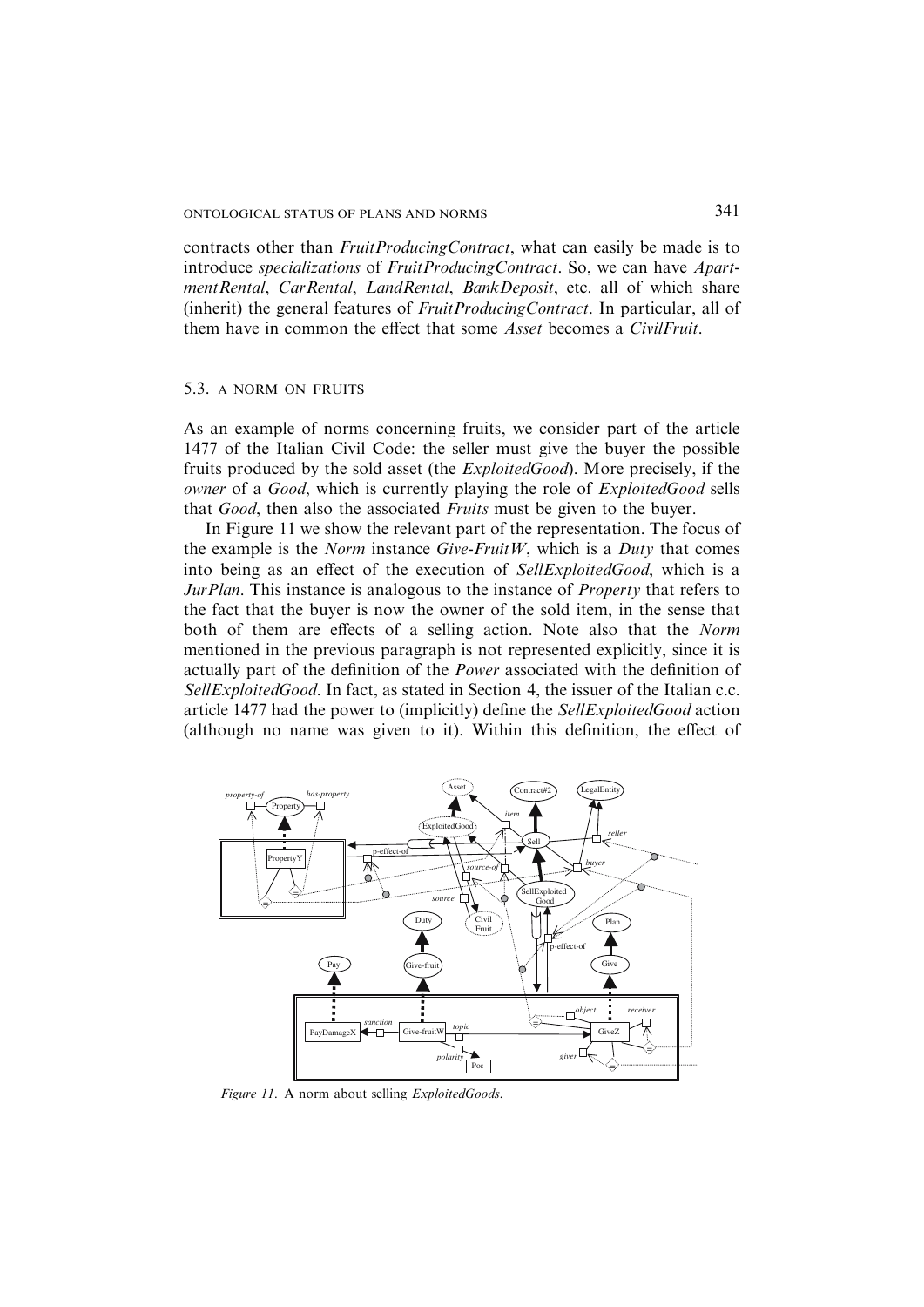contracts other than *FruitProducingContract*, what can easily be made is to introduce *specializations* of *FruitProducingContract*. So, we can have *ApartmentRental*, *CarRental*, *LandRental*, *BankDeposit*, etc. all of which share (inherit) the general features of *FruitProducingContract*. In particular, all of them have in common the effect that some *Asset* becomes a *CivilFruit*.

### 5.3. A NORM ON FRUITS

As an example of norms concerning fruits, we consider part of the article 1477 of the Italian Civil Code: the seller must give the buyer the possible fruits produced by the sold asset (the *ExploitedGood*). More precisely, if the *owner* of a *Good*, which is currently playing the role of *ExploitedGood* sells that *Good*, then also the associated *Fruits* must be given to the buyer.

In Figure 11 we show the relevant part of the representation. The focus of the example is the *Norm* instance *Give-FruitW*, which is a *Duty* that comes into being as an effect of the execution of *SellExploitedGood*, which is a *JurPlan*. This instance is analogous to the instance of *Property* that refers to the fact that the buyer is now the owner of the sold item, in the sense that both of them are effects of a selling action. Note also that the *Norm* mentioned in the previous paragraph is not represented explicitly, since it is actually part of the definition of the *Power* associated with the definition of *SellExploitedGood*. In fact, as stated in Section 4, the issuer of the Italian c.c. article 1477 had the power to (implicitly) define the *SellExploitedGood* action (although no name was given to it). Within this definition, the effect of

*Figure 11.* A norm about selling *ExploitedGoods*.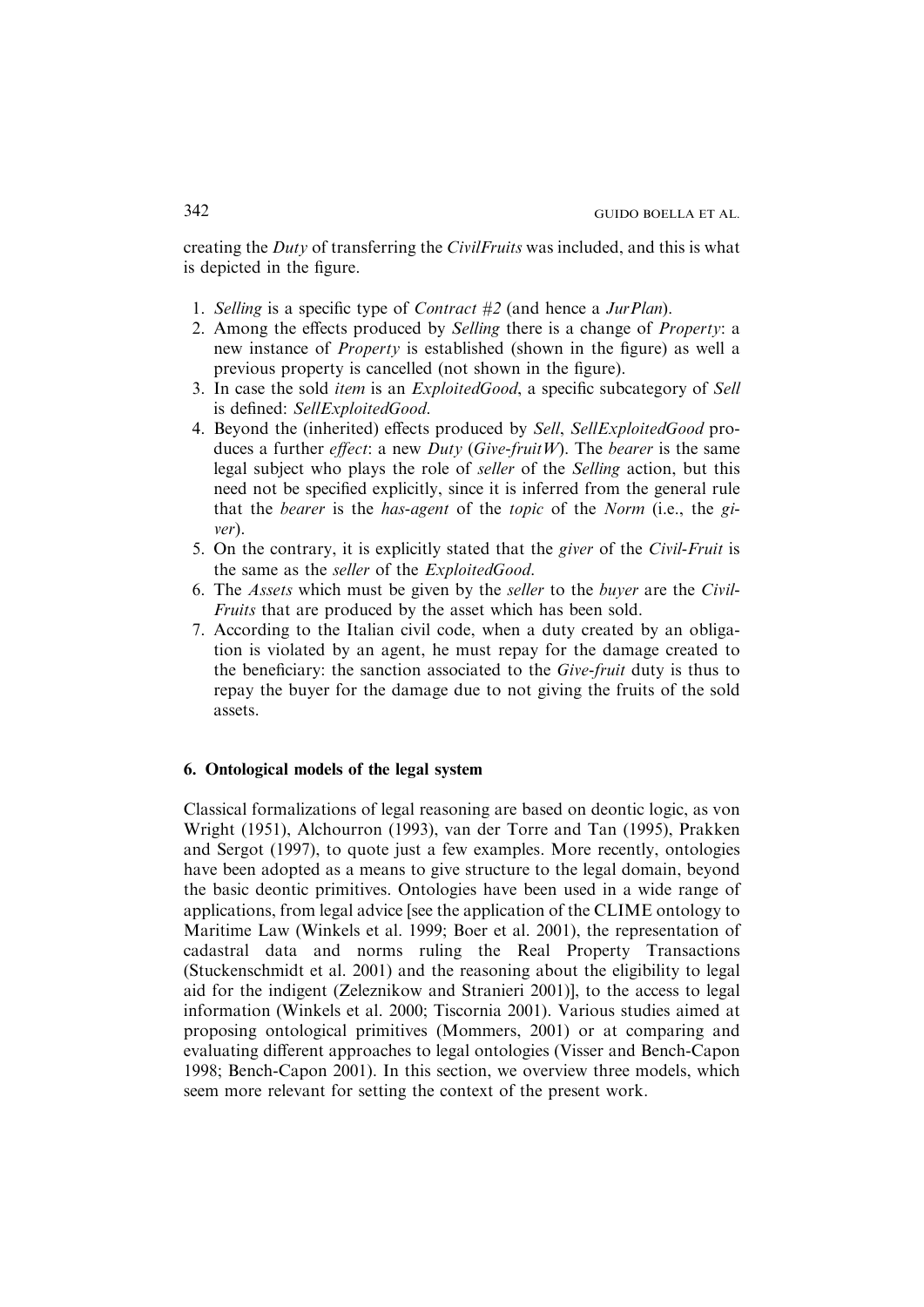creating the *Duty* of transferring the *CivilFruits* was included, and this is what is depicted in the figure.

1. *Selling* is a specific type of *Contract #2* (and hence a *JurPlan*).
2. Among the effects produced by *Selling* there is a change of *Property*: a new instance of *Property* is established (shown in the figure) as well a previous property is cancelled (not shown in the figure).
3. In case the sold *item* is an *ExploitedGood*, a specific subcategory of *Sell* is defined: *SellExploitedGood*.
4. Beyond the (inherited) effects produced by *Sell*, *SellExploitedGood* produces a further *effect*: a new *Duty* (*Give-fruitW*). The *bearer* is the same legal subject who plays the role of *seller* of the *Selling* action, but this need not be specified explicitly, since it is inferred from the general rule that the *bearer* is the *has-agent* of the *topic* of the *Norm* (i.e., the *giver*).
5. On the contrary, it is explicitly stated that the *giver* of the *Civil-Fruit* is the same as the *seller* of the *ExploitedGood*.
6. The *Assets* which must be given by the *seller* to the *buyer* are the *Civil-Fruits* that are produced by the asset which has been sold.
7. According to the Italian civil code, when a duty created by an obligation is violated by an agent, he must repay for the damage created to the beneficiary: the sanction associated to the *Give-fruit* duty is thus to repay the buyer for the damage due to not giving the fruits of the sold assets.

## 6. Ontological models of the legal system

Classical formalizations of legal reasoning are based on deontic logic, as von Wright (1951), Alchourron (1993), van der Torre and Tan (1995), Prakken and Sergot (1997), to quote just a few examples. More recently, ontologies have been adopted as a means to give structure to the legal domain, beyond the basic deontic primitives. Ontologies have been used in a wide range of applications, from legal advice [see the application of the CLIME ontology to Maritime Law (Winkels et al. 1999; Boer et al. 2001), the representation of cadastral data and norms ruling the Real Property Transactions (Stuckenschmidt et al. 2001) and the reasoning about the eligibility to legal aid for the indigent (Zeleznikow and Stranieri 2001)], to the access to legal information (Winkels et al. 2000; Tiscornia 2001). Various studies aimed at proposing ontological primitives (Mommers, 2001) or at comparing and evaluating different approaches to legal ontologies (Visser and Bench-Capon 1998; Bench-Capon 2001). In this section, we overview three models, which seem more relevant for setting the context of the present work.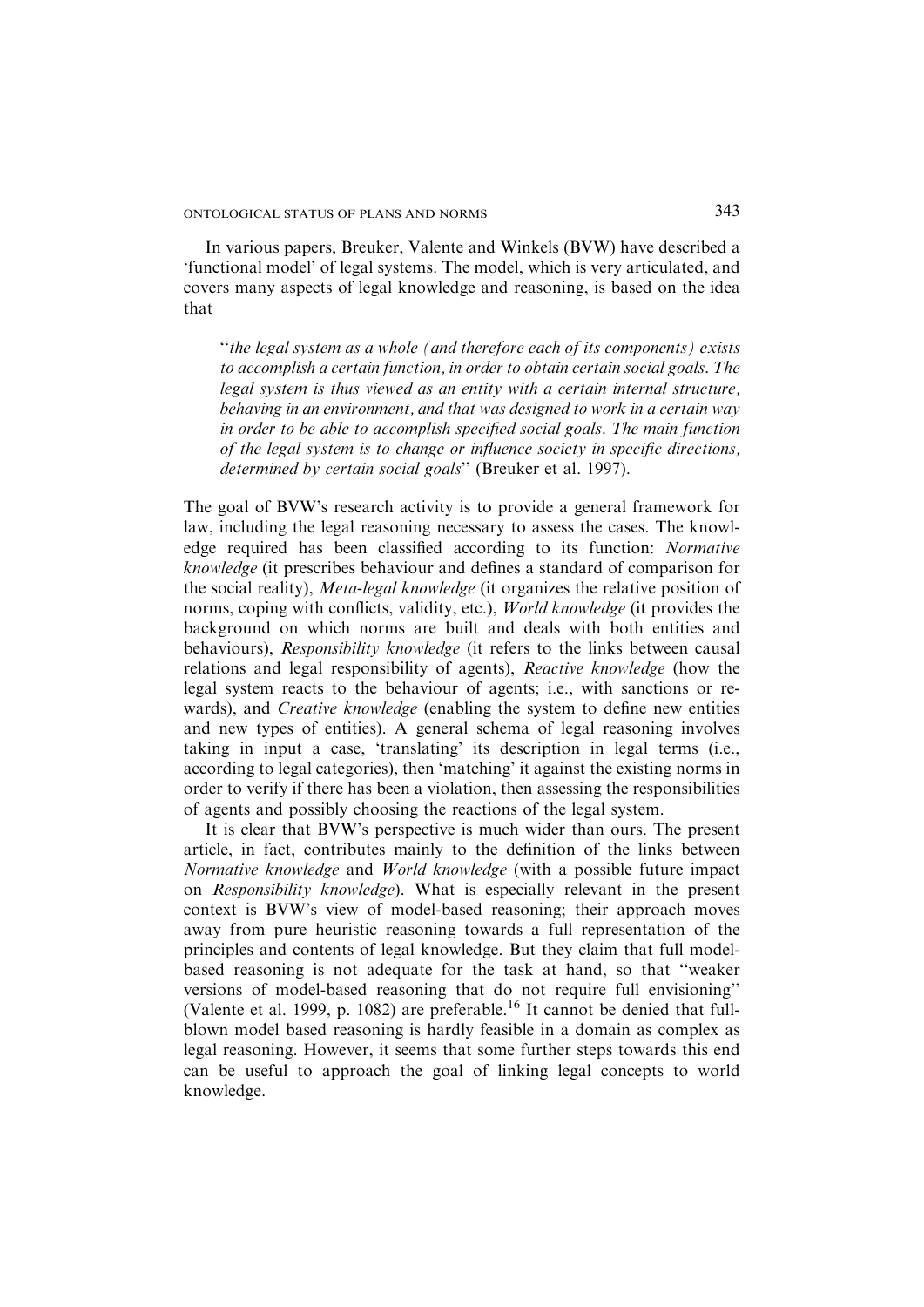In various papers, Breuker, Valente and Winkels (BVW) have described a 'functional model' of legal systems. The model, which is very articulated, and covers many aspects of legal knowledge and reasoning, is based on the idea that

> "*the legal system as a whole (and therefore each of its components) exists to accomplish a certain function, in order to obtain certain social goals. The legal system is thus viewed as an entity with a certain internal structure, behaving in an environment, and that was designed to work in a certain way in order to be able to accomplish specified social goals. The main function of the legal system is to change or influence society in specific directions, determined by certain social goals*" (Breuker et al. 1997).

The goal of BVW's research activity is to provide a general framework for law, including the legal reasoning necessary to assess the cases. The knowledge required has been classified according to its function: *Normative knowledge* (it prescribes behaviour and defines a standard of comparison for the social reality), *Meta-legal knowledge* (it organizes the relative position of norms, coping with conflicts, validity, etc.), *World knowledge* (it provides the background on which norms are built and deals with both entities and behaviours), *Responsibility knowledge* (it refers to the links between causal relations and legal responsibility of agents), *Reactive knowledge* (how the legal system reacts to the behaviour of agents; i.e., with sanctions or rewards), and *Creative knowledge* (enabling the system to define new entities and new types of entities). A general schema of legal reasoning involves taking in input a case, 'translating' its description in legal terms (i.e., according to legal categories), then 'matching' it against the existing norms in order to verify if there has been a violation, then assessing the responsibilities of agents and possibly choosing the reactions of the legal system.

It is clear that BVW's perspective is much wider than ours. The present article, in fact, contributes mainly to the definition of the links between *Normative knowledge* and *World knowledge* (with a possible future impact on *Responsibility knowledge*). What is especially relevant in the present context is BVW's view of model-based reasoning; their approach moves away from pure heuristic reasoning towards a full representation of the principles and contents of legal knowledge. But they claim that full model-based reasoning is not adequate for the task at hand, so that "weaker versions of model-based reasoning that do not require full envisioning" (Valente et al. 1999, p. 1082) are preferable.[16] It cannot be denied that full-blown model based reasoning is hardly feasible in a domain as complex as legal reasoning. However, it seems that some further steps towards this end can be useful to approach the goal of linking legal concepts to world knowledge.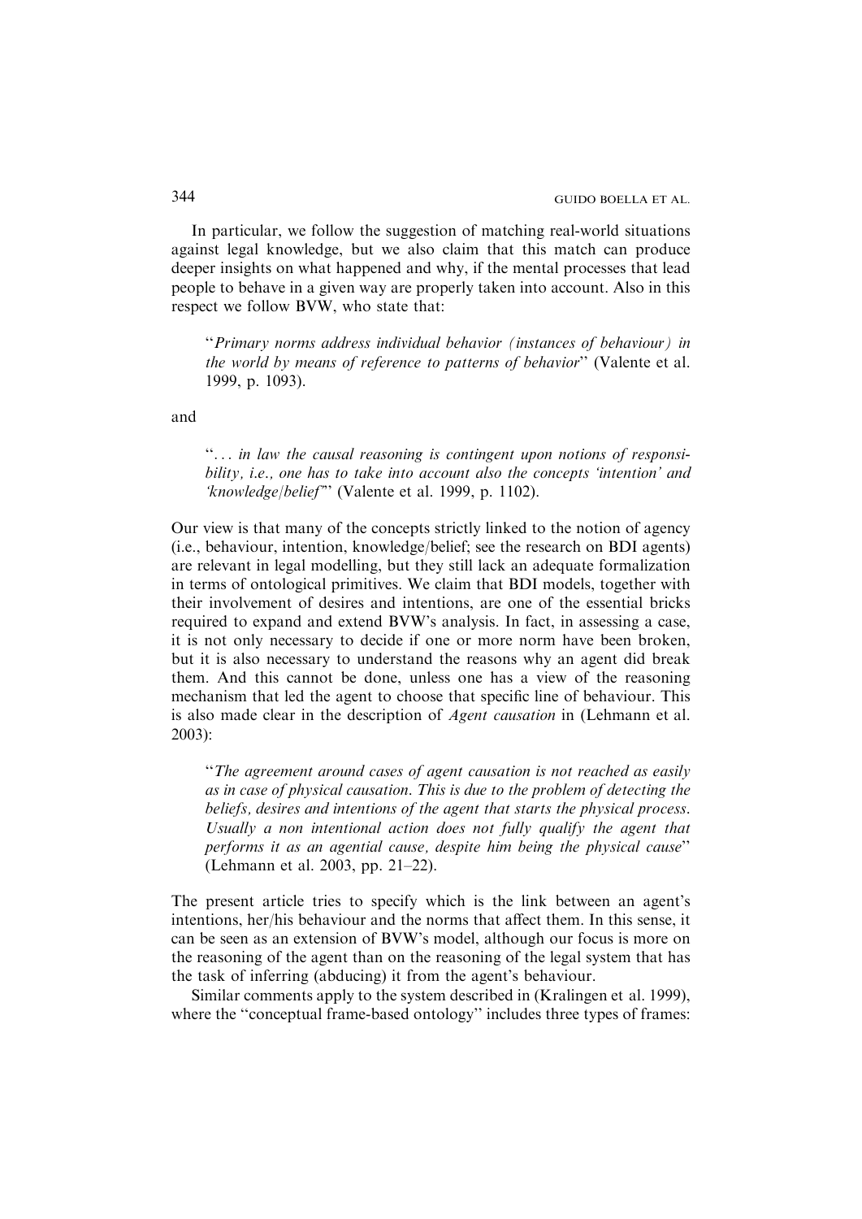In particular, we follow the suggestion of matching real-world situations against legal knowledge, but we also claim that this match can produce deeper insights on what happened and why, if the mental processes that lead people to behave in a given way are properly taken into account. Also in this respect we follow BVW, who state that:

> "*Primary norms address individual behavior (instances of behaviour) in the world by means of reference to patterns of behavior*" (Valente et al. 1999, p. 1093).

and

> "*... in law the causal reasoning is contingent upon notions of responsibility, i.e., one has to take into account also the concepts 'intention' and 'knowledge/belief'*" (Valente et al. 1999, p. 1102).

Our view is that many of the concepts strictly linked to the notion of agency (i.e., behaviour, intention, knowledge/belief; see the research on BDI agents) are relevant in legal modelling, but they still lack an adequate formalization in terms of ontological primitives. We claim that BDI models, together with their involvement of desires and intentions, are one of the essential bricks required to expand and extend BVW's analysis. In fact, in assessing a case, it is not only necessary to decide if one or more norm have been broken, but it is also necessary to understand the reasons why an agent did break them. And this cannot be done, unless one has a view of the reasoning mechanism that led the agent to choose that specific line of behaviour. This is also made clear in the description of *Agent causation* in (Lehmann et al. 2003):

> "*The agreement around cases of agent causation is not reached as easily as in case of physical causation. This is due to the problem of detecting the beliefs, desires and intentions of the agent that starts the physical process. Usually a non intentional action does not fully qualify the agent that performs it as an agential cause, despite him being the physical cause*" (Lehmann et al. 2003, pp. 21–22).

The present article tries to specify which is the link between an agent's intentions, her/his behaviour and the norms that affect them. In this sense, it can be seen as an extension of BVW's model, although our focus is more on the reasoning of the agent than on the reasoning of the legal system that has the task of inferring (abducing) it from the agent's behaviour.

Similar comments apply to the system described in (Kralingen et al. 1999), where the "conceptual frame-based ontology" includes three types of frames: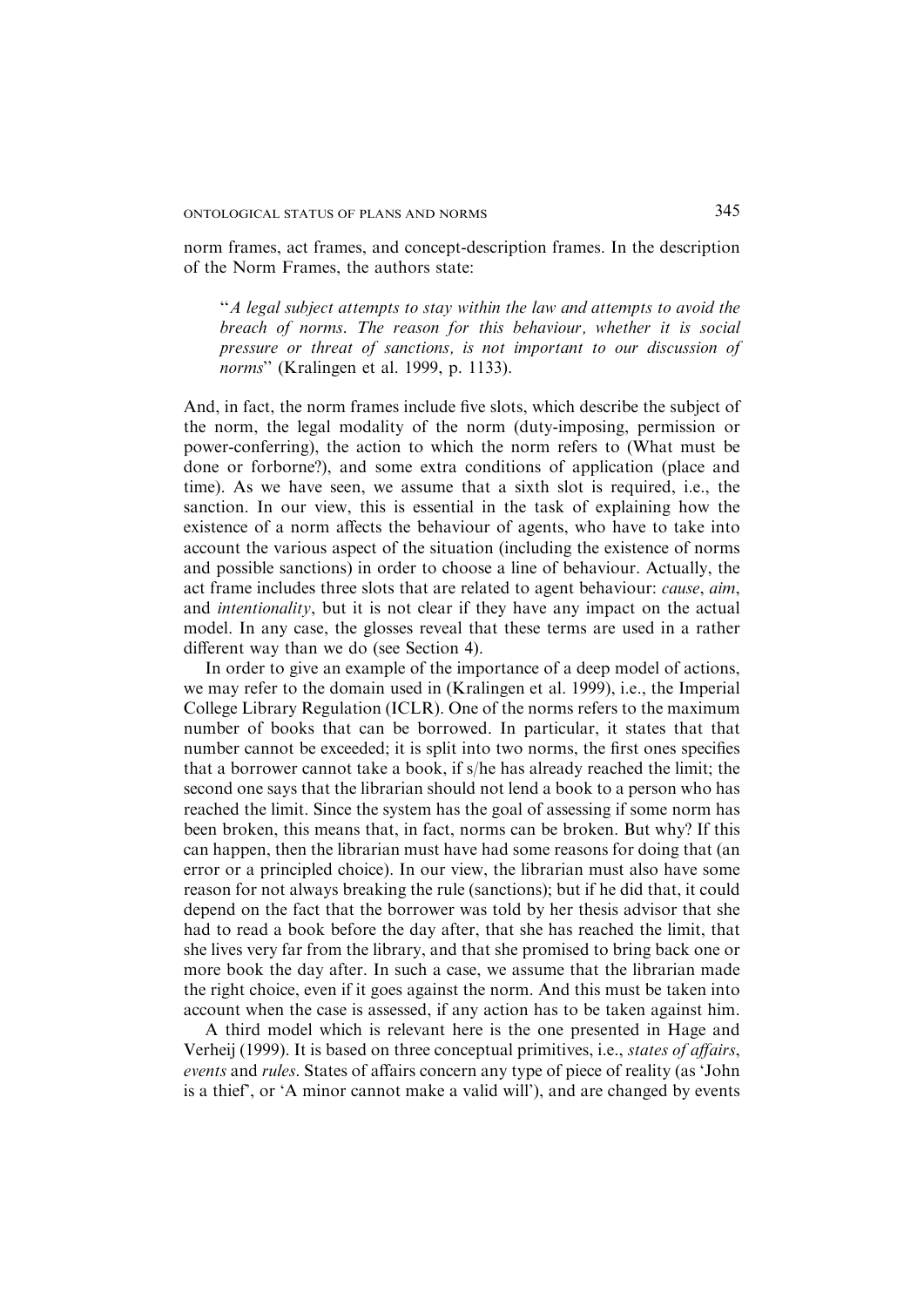norm frames, act frames, and concept-description frames. In the description of the Norm Frames, the authors state:

> "*A legal subject attempts to stay within the law and attempts to avoid the breach of norms. The reason for this behaviour, whether it is social pressure or threat of sanctions, is not important to our discussion of norms*" (Kralingen et al. 1999, p. 1133).

And, in fact, the norm frames include five slots, which describe the subject of the norm, the legal modality of the norm (duty-imposing, permission or power-conferring), the action to which the norm refers to (What must be done or forborne?), and some extra conditions of application (place and time). As we have seen, we assume that a sixth slot is required, i.e., the sanction. In our view, this is essential in the task of explaining how the existence of a norm affects the behaviour of agents, who have to take into account the various aspect of the situation (including the existence of norms and possible sanctions) in order to choose a line of behaviour. Actually, the act frame includes three slots that are related to agent behaviour: *cause*, *aim*, and *intentionality*, but it is not clear if they have any impact on the actual model. In any case, the glosses reveal that these terms are used in a rather different way than we do (see Section 4).

In order to give an example of the importance of a deep model of actions, we may refer to the domain used in (Kralingen et al. 1999), i.e., the Imperial College Library Regulation (ICLR). One of the norms refers to the maximum number of books that can be borrowed. In particular, it states that that number cannot be exceeded; it is split into two norms, the first ones specifies that a borrower cannot take a book, if s/he has already reached the limit; the second one says that the librarian should not lend a book to a person who has reached the limit. Since the system has the goal of assessing if some norm has been broken, this means that, in fact, norms can be broken. But why? If this can happen, then the librarian must have had some reasons for doing that (an error or a principled choice). In our view, the librarian must also have some reason for not always breaking the rule (sanctions); but if he did that, it could depend on the fact that the borrower was told by her thesis advisor that she had to read a book before the day after, that she has reached the limit, that she lives very far from the library, and that she promised to bring back one or more book the day after. In such a case, we assume that the librarian made the right choice, even if it goes against the norm. And this must be taken into account when the case is assessed, if any action has to be taken against him.

A third model which is relevant here is the one presented in Hage and Verheij (1999). It is based on three conceptual primitives, i.e., *states of affairs*, *events* and *rules*. States of affairs concern any type of piece of reality (as 'John is a thief', or 'A minor cannot make a valid will'), and are changed by events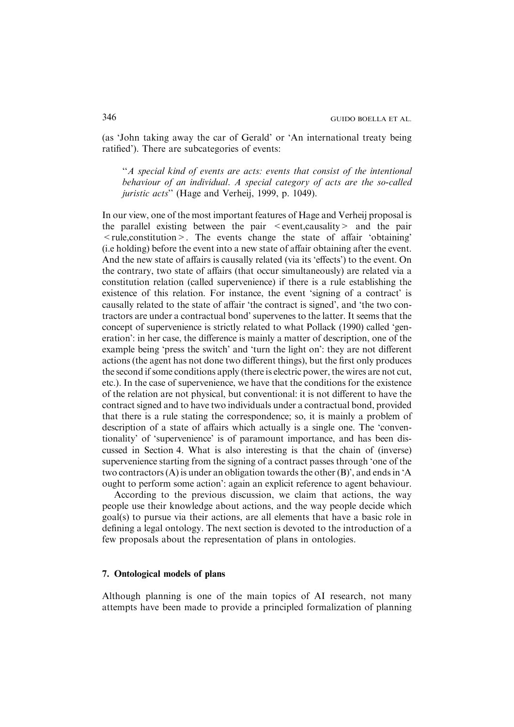(as 'John taking away the car of Gerald' or 'An international treaty being ratified'). There are subcategories of events:

> "*A special kind of events are acts: events that consist of the intentional behaviour of an individual. A special category of acts are the so-called juristic acts*" (Hage and Verheij, 1999, p. 1049).

In our view, one of the most important features of Hage and Verheij proposal is the parallel existing between the pair <event,causality> and the pair <rule,constitution>. The events change the state of affair 'obtaining' (i.e holding) before the event into a new state of affair obtaining after the event. And the new state of affairs is causally related (via its 'effects') to the event. On the contrary, two state of affairs (that occur simultaneously) are related via a constitution relation (called supervenience) if there is a rule establishing the existence of this relation. For instance, the event 'signing of a contract' is causally related to the state of affair 'the contract is signed', and 'the two contractors are under a contractual bond' supervenes to the latter. It seems that the concept of supervenience is strictly related to what Pollack (1990) called 'generation': in her case, the difference is mainly a matter of description, one of the example being 'press the switch' and 'turn the light on': they are not different actions (the agent has not done two different things), but the first only produces the second if some conditions apply (there is electric power, the wires are not cut, etc.). In the case of supervenience, we have that the conditions for the existence of the relation are not physical, but conventional: it is not different to have the contract signed and to have two individuals under a contractual bond, provided that there is a rule stating the correspondence; so, it is mainly a problem of description of a state of affairs which actually is a single one. The 'conventionality' of 'supervenience' is of paramount importance, and has been discussed in Section 4. What is also interesting is that the chain of (inverse) supervenience starting from the signing of a contract passes through 'one of the two contractors (A) is under an obligation towards the other (B)', and ends in 'A ought to perform some action': again an explicit reference to agent behaviour.

According to the previous discussion, we claim that actions, the way people use their knowledge about actions, and the way people decide which goal(s) to pursue via their actions, are all elements that have a basic role in defining a legal ontology. The next section is devoted to the introduction of a few proposals about the representation of plans in ontologies.

## 7. Ontological models of plans

Although planning is one of the main topics of AI research, not many attempts have been made to provide a principled formalization of planning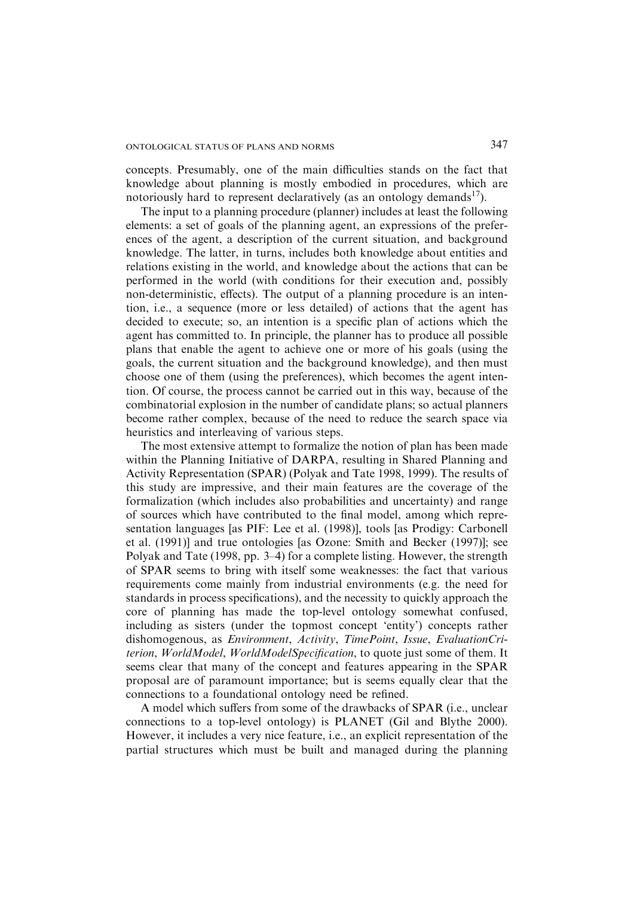concepts. Presumably, one of the main difficulties stands on the fact that knowledge about planning is mostly embodied in procedures, which are notoriously hard to represent declaratively (as an ontology demands[17]).

The input to a planning procedure (planner) includes at least the following elements: a set of goals of the planning agent, an expressions of the preferences of the agent, a description of the current situation, and background knowledge. The latter, in turns, includes both knowledge about entities and relations existing in the world, and knowledge about the actions that can be performed in the world (with conditions for their execution and, possibly non-deterministic, effects). The output of a planning procedure is an intention, i.e., a sequence (more or less detailed) of actions that the agent has decided to execute; so, an intention is a specific plan of actions which the agent has committed to. In principle, the planner has to produce all possible plans that enable the agent to achieve one or more of his goals (using the goals, the current situation and the background knowledge), and then must choose one of them (using the preferences), which becomes the agent intention. Of course, the process cannot be carried out in this way, because of the combinatorial explosion in the number of candidate plans; so actual planners become rather complex, because of the need to reduce the search space via heuristics and interleaving of various steps.

The most extensive attempt to formalize the notion of plan has been made within the Planning Initiative of DARPA, resulting in Shared Planning and Activity Representation (SPAR) (Polyak and Tate 1998, 1999). The results of this study are impressive, and their main features are the coverage of the formalization (which includes also probabilities and uncertainty) and range of sources which have contributed to the final model, among which representation languages [as PIF: Lee et al. (1998)], tools [as Prodigy: Carbonell et al. (1991)] and true ontologies [as Ozone: Smith and Becker (1997)]; see Polyak and Tate (1998, pp. 3–4) for a complete listing. However, the strength of SPAR seems to bring with itself some weaknesses: the fact that various requirements come mainly from industrial environments (e.g. the need for standards in process specifications), and the necessity to quickly approach the core of planning has made the top-level ontology somewhat confused, including as sisters (under the topmost concept 'entity') concepts rather dishomogenous, as *Environment*, *Activity*, *TimePoint*, *Issue*, *EvaluationCriterion*, *WorldModel*, *WorldModelSpecification*, to quote just some of them. It seems clear that many of the concept and features appearing in the SPAR proposal are of paramount importance; but is seems equally clear that the connections to a foundational ontology need be refined.

A model which suffers from some of the drawbacks of SPAR (i.e., unclear connections to a top-level ontology) is PLANET (Gil and Blythe 2000). However, it includes a very nice feature, i.e., an explicit representation of the partial structures which must be built and managed during the planning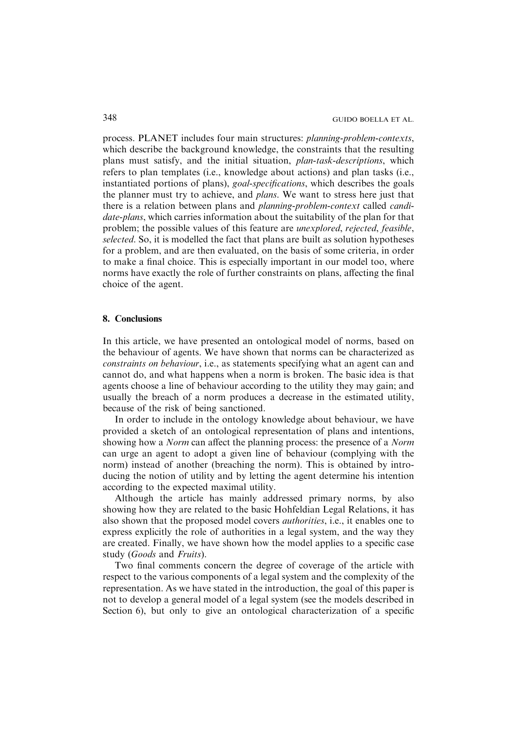process. PLANET includes four main structures: *planning-problem-contexts*, which describe the background knowledge, the constraints that the resulting plans must satisfy, and the initial situation, *plan-task-descriptions*, which refers to plan templates (i.e., knowledge about actions) and plan tasks (i.e., instantiated portions of plans), *goal-specifications*, which describes the goals the planner must try to achieve, and *plans*. We want to stress here just that there is a relation between plans and *planning-problem-context* called *candidate-plans*, which carries information about the suitability of the plan for that problem; the possible values of this feature are *unexplored*, *rejected*, *feasible*, *selected*. So, it is modelled the fact that plans are built as solution hypotheses for a problem, and are then evaluated, on the basis of some criteria, in order to make a final choice. This is especially important in our model too, where norms have exactly the role of further constraints on plans, affecting the final choice of the agent.

## 8. Conclusions

In this article, we have presented an ontological model of norms, based on the behaviour of agents. We have shown that norms can be characterized as *constraints on behaviour*, i.e., as statements specifying what an agent can and cannot do, and what happens when a norm is broken. The basic idea is that agents choose a line of behaviour according to the utility they may gain; and usually the breach of a norm produces a decrease in the estimated utility, because of the risk of being sanctioned.

In order to include in the ontology knowledge about behaviour, we have provided a sketch of an ontological representation of plans and intentions, showing how a *Norm* can affect the planning process: the presence of a *Norm* can urge an agent to adopt a given line of behaviour (complying with the norm) instead of another (breaching the norm). This is obtained by introducing the notion of utility and by letting the agent determine his intention according to the expected maximal utility.

Although the article has mainly addressed primary norms, by also showing how they are related to the basic Hohfeldian Legal Relations, it has also shown that the proposed model covers *authorities*, i.e., it enables one to express explicitly the role of authorities in a legal system, and the way they are created. Finally, we have shown how the model applies to a specific case study (*Goods* and *Fruits*).

Two final comments concern the degree of coverage of the article with respect to the various components of a legal system and the complexity of the representation. As we have stated in the introduction, the goal of this paper is not to develop a general model of a legal system (see the models described in Section 6), but only to give an ontological characterization of a specific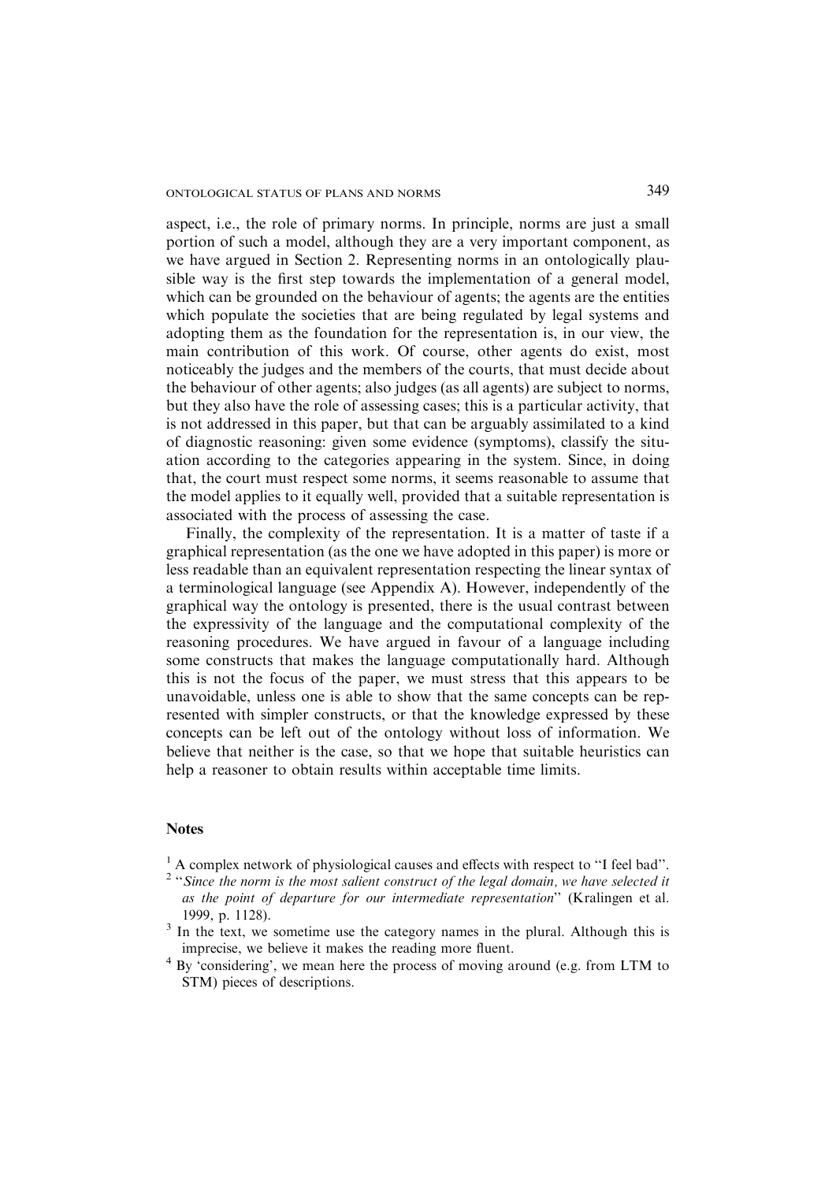aspect, i.e., the role of primary norms. In principle, norms are just a small portion of such a model, although they are a very important component, as we have argued in Section 2. Representing norms in an ontologically plausible way is the first step towards the implementation of a general model, which can be grounded on the behaviour of agents; the agents are the entities which populate the societies that are being regulated by legal systems and adopting them as the foundation for the representation is, in our view, the main contribution of this work. Of course, other agents do exist, most noticeably the judges and the members of the courts, that must decide about the behaviour of other agents; also judges (as all agents) are subject to norms, but they also have the role of assessing cases; this is a particular activity, that is not addressed in this paper, but that can be arguably assimilated to a kind of diagnostic reasoning: given some evidence (symptoms), classify the situation according to the categories appearing in the system. Since, in doing that, the court must respect some norms, it seems reasonable to assume that the model applies to it equally well, provided that a suitable representation is associated with the process of assessing the case.

Finally, the complexity of the representation. It is a matter of taste if a graphical representation (as the one we have adopted in this paper) is more or less readable than an equivalent representation respecting the linear syntax of a terminological language (see Appendix A). However, independently of the graphical way the ontology is presented, there is the usual contrast between the expressivity of the language and the computational complexity of the reasoning procedures. We have argued in favour of a language including some constructs that makes the language computationally hard. Although this is not the focus of the paper, we must stress that this appears to be unavoidable, unless one is able to show that the same concepts can be represented with simpler constructs, or that the knowledge expressed by these concepts can be left out of the ontology without loss of information. We believe that neither is the case, so that we hope that suitable heuristics can help a reasoner to obtain results within acceptable time limits.

## Notes

[1] A complex network of physiological causes and effects with respect to "I feel bad".

[2] "*Since the norm is the most salient construct of the legal domain, we have selected it as the point of departure for our intermediate representation*" (Kralingen et al. 1999, p. 1128).

[3] In the text, we sometime use the category names in the plural. Although this is imprecise, we believe it makes the reading more fluent.

[4] By 'considering', we mean here the process of moving around (e.g. from LTM to STM) pieces of descriptions.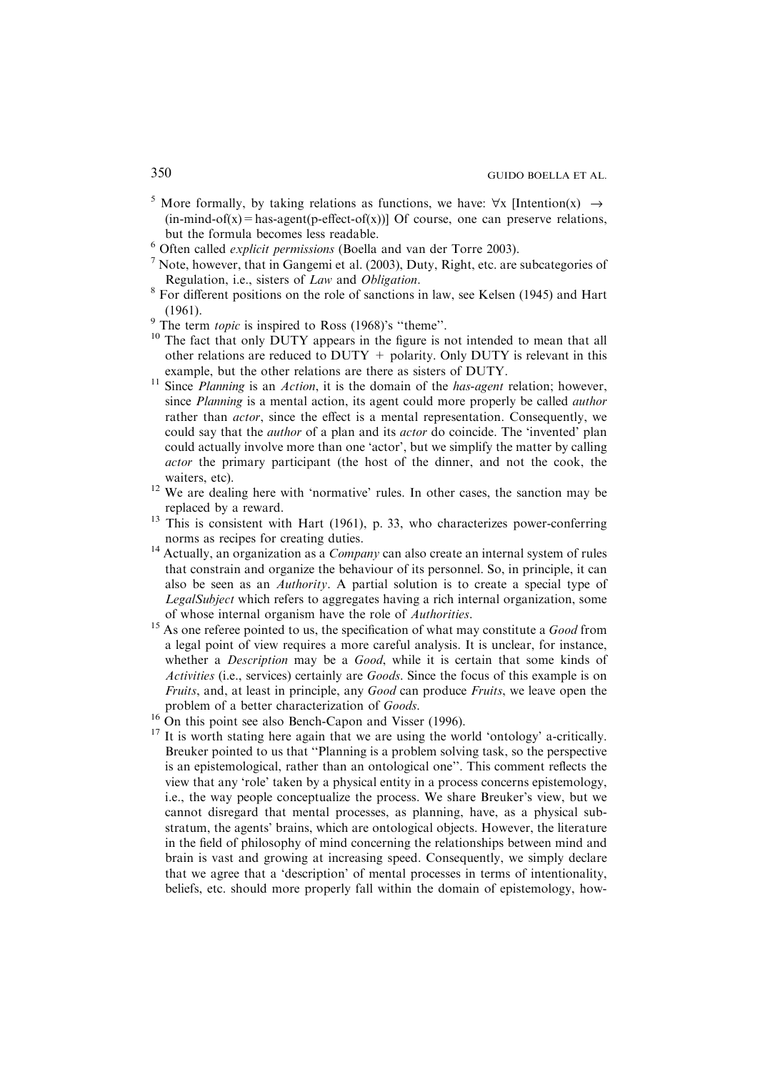[5] More formally, by taking relations as functions, we have: $\forall x$ [Intention(x) $\rightarrow$ (in-mind-of(x) = has-agent(p-effect-of(x))] Of course, one can preserve relations, but the formula becomes less readable.

[6] Often called *explicit permissions* (Boella and van der Torre 2003).

[7] Note, however, that in Gangemi et al. (2003), Duty, Right, etc. are subcategories of Regulation, i.e., sisters of *Law* and *Obligation*.

[8] For different positions on the role of sanctions in law, see Kelsen (1945) and Hart (1961).

[9] The term *topic* is inspired to Ross (1968)'s "theme".

[10] The fact that only DUTY appears in the figure is not intended to mean that all other relations are reduced to DUTY + polarity. Only DUTY is relevant in this example, but the other relations are there as sisters of DUTY.

[11] Since *Planning* is an *Action*, it is the domain of the *has-agent* relation; however, since *Planning* is a mental action, its agent could more properly be called *author* rather than *actor*, since the effect is a mental representation. Consequently, we could say that the *author* of a plan and its *actor* do coincide. The 'invented' plan could actually involve more than one 'actor', but we simplify the matter by calling *actor* the primary participant (the host of the dinner, and not the cook, the waiters, etc).

[12] We are dealing here with 'normative' rules. In other cases, the sanction may be replaced by a reward.

[13] This is consistent with Hart (1961), p. 33, who characterizes power-conferring norms as recipes for creating duties.

[14] Actually, an organization as a *Company* can also create an internal system of rules that constrain and organize the behaviour of its personnel. So, in principle, it can also be seen as an *Authority*. A partial solution is to create a special type of *LegalSubject* which refers to aggregates having a rich internal organization, some of whose internal organism have the role of *Authorities*.

[15] As one referee pointed to us, the specification of what may constitute a *Good* from a legal point of view requires a more careful analysis. It is unclear, for instance, whether a *Description* may be a *Good*, while it is certain that some kinds of *Activities* (i.e., services) certainly are *Goods*. Since the focus of this example is on *Fruits*, and, at least in principle, any *Good* can produce *Fruits*, we leave open the problem of a better characterization of *Goods*.

[16] On this point see also Bench-Capon and Visser (1996).

[17] It is worth stating here again that we are using the world 'ontology' a-critically. Breuker pointed to us that "Planning is a problem solving task, so the perspective is an epistemological, rather than an ontological one". This comment reflects the view that any 'role' taken by a physical entity in a process concerns epistemology, i.e., the way people conceptualize the process. We share Breuker's view, but we cannot disregard that mental processes, as planning, have, as a physical substratum, the agents' brains, which are ontological objects. However, the literature in the field of philosophy of mind concerning the relationships between mind and brain is vast and growing at increasing speed. Consequently, we simply declare that we agree that a 'description' of mental processes in terms of intentionality, beliefs, etc. should more properly fall within the domain of epistemology, how-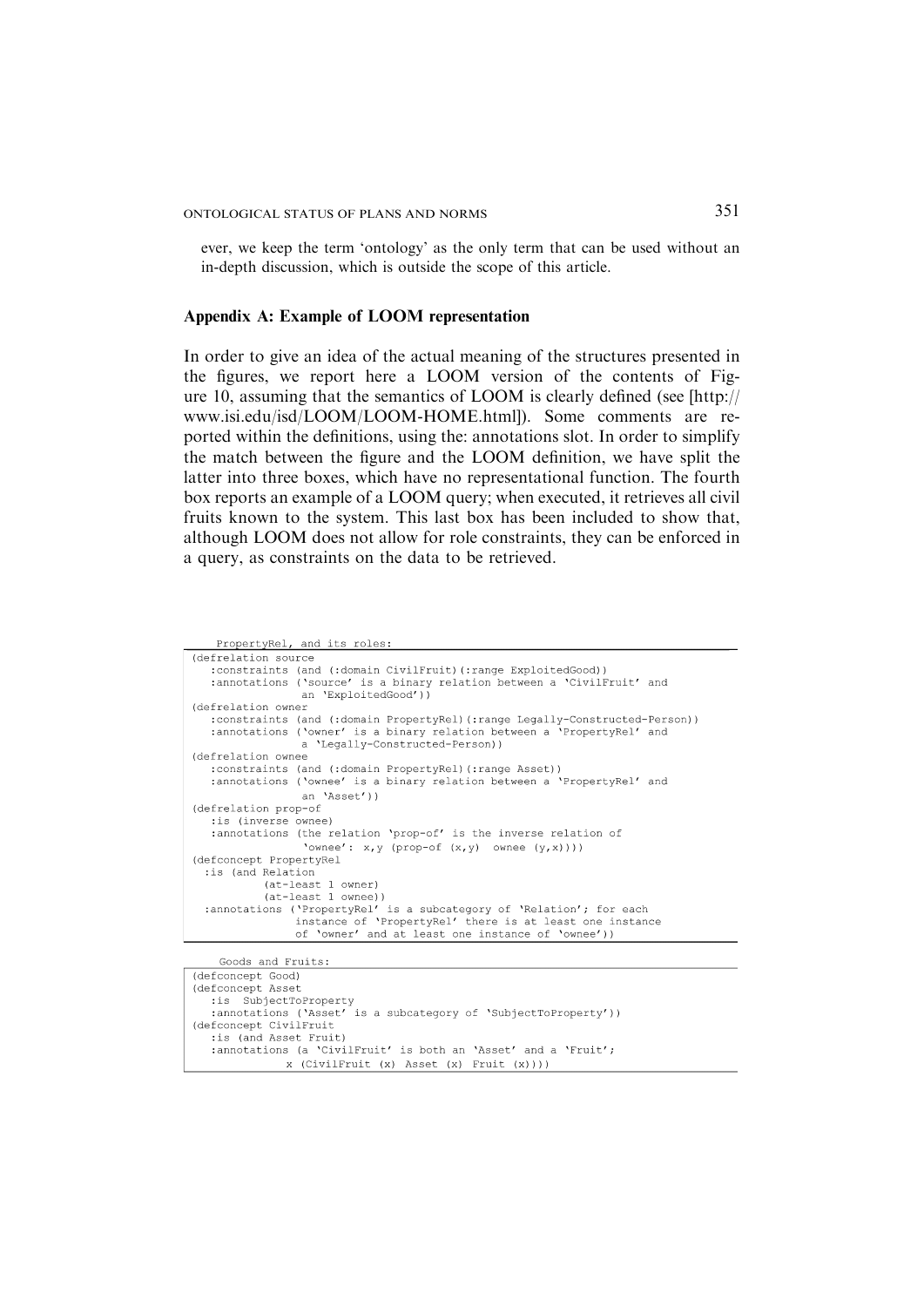ever, we keep the term 'ontology' as the only term that can be used without an in-depth discussion, which is outside the scope of this article.

## Appendix A: Example of LOOM representation

In order to give an idea of the actual meaning of the structures presented in the figures, we report here a LOOM version of the contents of Figure 10, assuming that the semantics of LOOM is clearly defined (see [http://www.isi.edu/isd/LOOM/LOOM-HOME.html]). Some comments are reported within the definitions, using the: annotations slot. In order to simplify the match between the figure and the LOOM definition, we have split the latter into three boxes, which have no representational function. The fourth box reports an example of a LOOM query; when executed, it retrieves all civil fruits known to the system. This last box has been included to show that, although LOOM does not allow for role constraints, they can be enforced in a query, as constraints on the data to be retrieved.

```
    PropertyRel, and its roles:
(defrelation source
   :constraints (and (:domain CivilFruit)(:range ExploitedGood))
   :annotations ('source' is a binary relation between a 'CivilFruit' and
                an 'ExploitedGood'))
(defrelation owner
   :constraints (and (:domain PropertyRel)(:range Legally-Constructed-Person))
   :annotations ('owner' is a binary relation between a 'PropertyRel' and
                a 'Legally-Constructed-Person))
(defrelation ownee
   :constraints (and (:domain PropertyRel)(:range Asset))
   :annotations ('ownee' is a binary relation between a 'PropertyRel' and
                an 'Asset'))
(defrelation prop-of
   :is (inverse ownee)
   :annotations (the relation 'prop-of' is the inverse relation of
                 'ownee': x,y (prop-of (x,y)  ownee (y,x))))
(defconcept PropertyRel
  :is (and Relation
          (at-least 1 owner)
          (at-least 1 ownee))
  :annotations ('PropertyRel' is a subcategory of 'Relation'; for each
               instance of 'PropertyRel' there is at least one instance
               of 'owner' and at least one instance of 'ownee'))
```

```
    Goods and Fruits:
(defconcept Good)
(defconcept Asset
   :is  SubjectToProperty
   :annotations ('Asset' is a subcategory of 'SubjectToProperty'))
(defconcept CivilFruit
   :is (and Asset Fruit)
   :annotations (a 'CivilFruit' is both an 'Asset' and a 'Fruit';
             x (CivilFruit (x) Asset (x) Fruit (x))))
```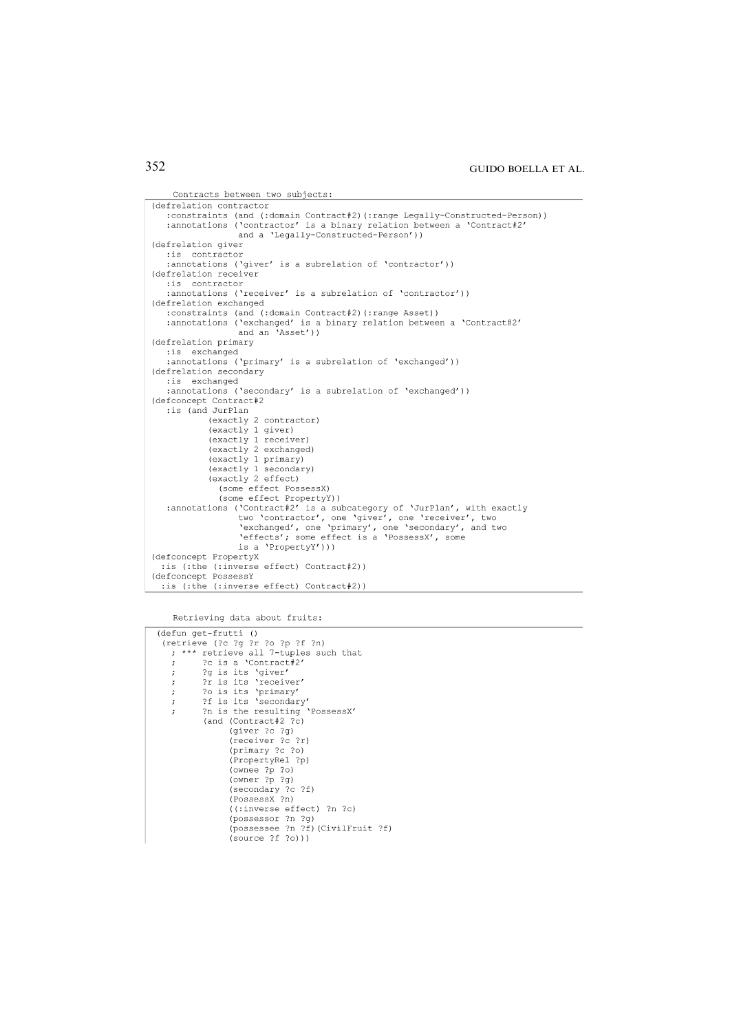Contracts between two subjects:

```
(defrelation contractor
   :constraints (and (:domain Contract#2)(:range Legally-Constructed-Person))
   :annotations ('contractor' is a binary relation between a 'Contract#2'
                 and a 'Legally-Constructed-Person'))
(defrelation giver
   :is  contractor
   :annotations ('giver' is a subrelation of 'contractor'))
(defrelation receiver
   :is  contractor
   :annotations ('receiver' is a subrelation of 'contractor'))
(defrelation exchanged
   :constraints (and (:domain Contract#2)(:range Asset))
   :annotations ('exchanged' is a binary relation between a 'Contract#2'
                 and an 'Asset'))
(defrelation primary
   :is  exchanged
   :annotations ('primary' is a subrelation of 'exchanged'))
(defrelation secondary
   :is  exchanged
   :annotations ('secondary' is a subrelation of 'exchanged'))
(defconcept Contract#2
   :is (and JurPlan
           (exactly 2 contractor)
           (exactly 1 giver)
           (exactly 1 receiver)
           (exactly 2 exchanged)
           (exactly 1 primary)
           (exactly 1 secondary)
           (exactly 2 effect)
            (some effect PossessX)
            (some effect PropertyY))
   :annotations ('Contract#2' is a subcategory of 'JurPlan', with exactly
                 two 'contractor', one 'giver', one 'receiver', two
                 'exchanged', one 'primary', one 'secondary', and two
                 'effects'; some effect is a 'PossessX', some
                 is a 'PropertyY')))
(defconcept PropertyX
  :is (:the (:inverse effect) Contract#2))
(defconcept PossessY
  :is (:the (:inverse effect) Contract#2))
```

Retrieving data about fruits:

```
(defun get-frutti ()
 (retrieve (?c ?g ?r ?o ?p ?f ?n)
   ; *** retrieve all 7-tuples such that
   ;     ?c is a 'Contract#2'
   ;     ?g is its 'giver'
   ;     ?r is its 'receiver'
   ;     ?o is its 'primary'
   ;     ?f is its 'secondary'
   ;     ?n is the resulting 'PossessX'
        (and (Contract#2 ?c)
             (giver ?c ?g)
             (receiver ?c ?r)
             (primary ?c ?o)
             (PropertyRel ?p)
             (ownee ?p ?o)
             (owner ?p ?g)
             (secondary ?c ?f)
             (PossessX ?n)
             ((:inverse effect) ?n ?c)
             (possessor ?n ?g)
             (possessee ?n ?f)(CivilFruit ?f)
             (source ?f ?o)))
```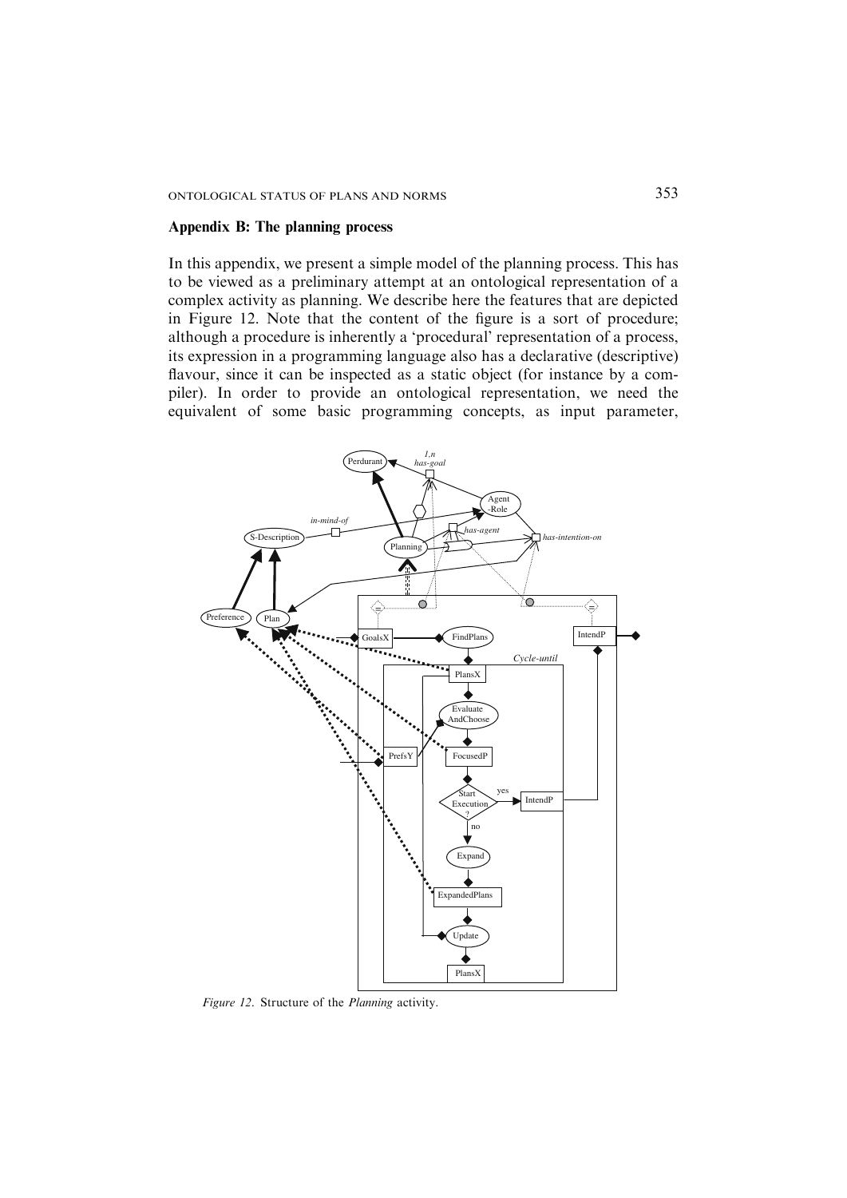## Appendix B: The planning process

In this appendix, we present a simple model of the planning process. This has to be viewed as a preliminary attempt at an ontological representation of a complex activity as planning. We describe here the features that are depicted in Figure 12. Note that the content of the figure is a sort of procedure; although a procedure is inherently a 'procedural' representation of a process, its expression in a programming language also has a declarative (descriptive) flavour, since it can be inspected as a static object (for instance by a compiler). In order to provide an ontological representation, we need the equivalent of some basic programming concepts, as input parameter,

*Figure 12.* Structure of the *Planning* activity.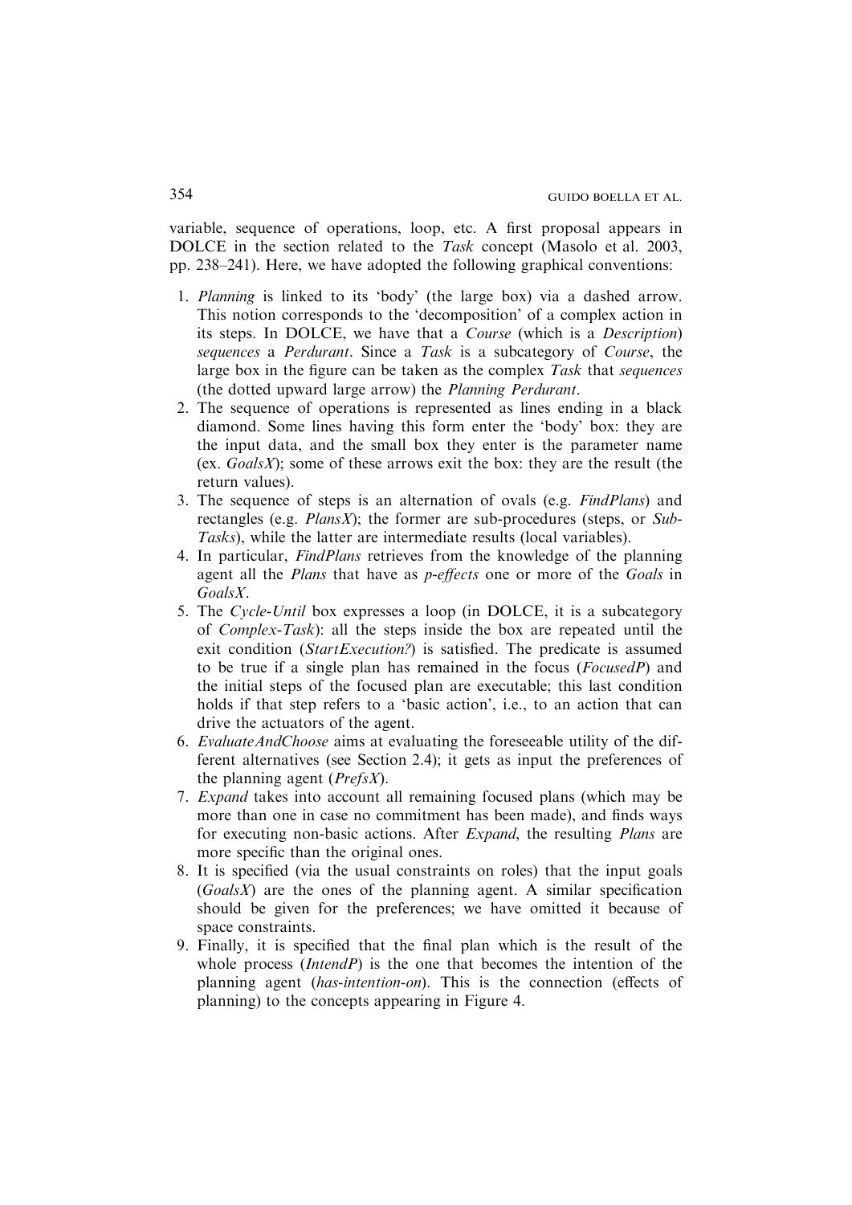variable, sequence of operations, loop, etc. A first proposal appears in DOLCE in the section related to the *Task* concept (Masolo et al. 2003, pp. 238–241). Here, we have adopted the following graphical conventions:

1. *Planning* is linked to its 'body' (the large box) via a dashed arrow. This notion corresponds to the 'decomposition' of a complex action in its steps. In DOLCE, we have that a *Course* (which is a *Description*) *sequences* a *Perdurant*. Since a *Task* is a subcategory of *Course*, the large box in the figure can be taken as the complex *Task* that *sequences* (the dotted upward large arrow) the *Planning Perdurant*.
2. The sequence of operations is represented as lines ending in a black diamond. Some lines having this form enter the 'body' box: they are the input data, and the small box they enter is the parameter name (ex. *GoalsX*); some of these arrows exit the box: they are the result (the return values).
3. The sequence of steps is an alternation of ovals (e.g. *FindPlans*) and rectangles (e.g. *PlansX*); the former are sub-procedures (steps, or *Sub-Tasks*), while the latter are intermediate results (local variables).
4. In particular, *FindPlans* retrieves from the knowledge of the planning agent all the *Plans* that have as *p-effects* one or more of the *Goals* in *GoalsX*.
5. The *Cycle-Until* box expresses a loop (in DOLCE, it is a subcategory of *Complex-Task*): all the steps inside the box are repeated until the exit condition (*StartExecution?*) is satisfied. The predicate is assumed to be true if a single plan has remained in the focus (*FocusedP*) and the initial steps of the focused plan are executable; this last condition holds if that step refers to a 'basic action', i.e., to an action that can drive the actuators of the agent.
6. *EvaluateAndChoose* aims at evaluating the foreseeable utility of the different alternatives (see Section 2.4); it gets as input the preferences of the planning agent (*PrefsX*).
7. *Expand* takes into account all remaining focused plans (which may be more than one in case no commitment has been made), and finds ways for executing non-basic actions. After *Expand*, the resulting *Plans* are more specific than the original ones.
8. It is specified (via the usual constraints on roles) that the input goals (*GoalsX*) are the ones of the planning agent. A similar specification should be given for the preferences; we have omitted it because of space constraints.
9. Finally, it is specified that the final plan which is the result of the whole process (*IntendP*) is the one that becomes the intention of the planning agent (*has-intention-on*). This is the connection (effects of planning) to the concepts appearing in Figure 4.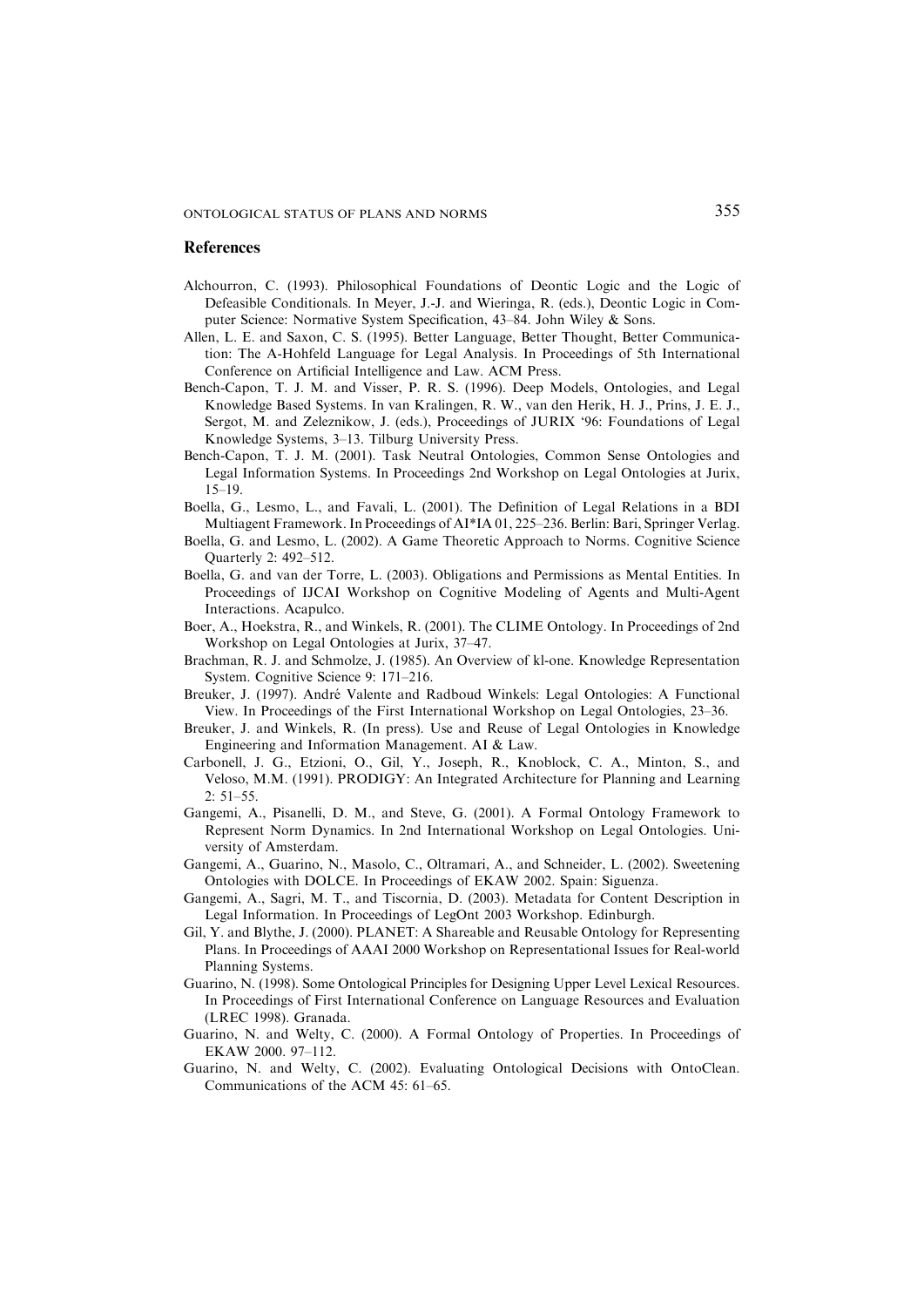## References

Alchourron, C. (1993). Philosophical Foundations of Deontic Logic and the Logic of Defeasible Conditionals. In Meyer, J.-J. and Wieringa, R. (eds.), Deontic Logic in Computer Science: Normative System Specification, 43–84. John Wiley & Sons.

Allen, L. E. and Saxon, C. S. (1995). Better Language, Better Thought, Better Communication: The A-Hohfeld Language for Legal Analysis. In Proceedings of 5th International Conference on Artificial Intelligence and Law. ACM Press.

Bench-Capon, T. J. M. and Visser, P. R. S. (1996). Deep Models, Ontologies, and Legal Knowledge Based Systems. In van Kralingen, R. W., van den Herik, H. J., Prins, J. E. J., Sergot, M. and Zeleznikow, J. (eds.), Proceedings of JURIX '96: Foundations of Legal Knowledge Systems, 3–13. Tilburg University Press.

Bench-Capon, T. J. M. (2001). Task Neutral Ontologies, Common Sense Ontologies and Legal Information Systems. In Proceedings 2nd Workshop on Legal Ontologies at Jurix, 15–19.

Boella, G., Lesmo, L., and Favali, L. (2001). The Definition of Legal Relations in a BDI Multiagent Framework. In Proceedings of AI*IA 01, 225–236. Berlin: Bari, Springer Verlag.

Boella, G. and Lesmo, L. (2002). A Game Theoretic Approach to Norms. Cognitive Science Quarterly 2: 492–512.

Boella, G. and van der Torre, L. (2003). Obligations and Permissions as Mental Entities. In Proceedings of IJCAI Workshop on Cognitive Modeling of Agents and Multi-Agent Interactions. Acapulco.

Boer, A., Hoekstra, R., and Winkels, R. (2001). The CLIME Ontology. In Proceedings of 2nd Workshop on Legal Ontologies at Jurix, 37–47.

Brachman, R. J. and Schmolze, J. (1985). An Overview of kl-one. Knowledge Representation System. Cognitive Science 9: 171–216.

Breuker, J. (1997). André Valente and Radboud Winkels: Legal Ontologies: A Functional View. In Proceedings of the First International Workshop on Legal Ontologies, 23–36.

Breuker, J. and Winkels, R. (In press). Use and Reuse of Legal Ontologies in Knowledge Engineering and Information Management. AI & Law.

Carbonell, J. G., Etzioni, O., Gil, Y., Joseph, R., Knoblock, C. A., Minton, S., and Veloso, M.M. (1991). PRODIGY: An Integrated Architecture for Planning and Learning 2: 51–55.

Gangemi, A., Pisanelli, D. M., and Steve, G. (2001). A Formal Ontology Framework to Represent Norm Dynamics. In 2nd International Workshop on Legal Ontologies. University of Amsterdam.

Gangemi, A., Guarino, N., Masolo, C., Oltramari, A., and Schneider, L. (2002). Sweetening Ontologies with DOLCE. In Proceedings of EKAW 2002. Spain: Siguenza.

Gangemi, A., Sagri, M. T., and Tiscornia, D. (2003). Metadata for Content Description in Legal Information. In Proceedings of LegOnt 2003 Workshop. Edinburgh.

Gil, Y. and Blythe, J. (2000). PLANET: A Shareable and Reusable Ontology for Representing Plans. In Proceedings of AAAI 2000 Workshop on Representational Issues for Real-world Planning Systems.

Guarino, N. (1998). Some Ontological Principles for Designing Upper Level Lexical Resources. In Proceedings of First International Conference on Language Resources and Evaluation (LREC 1998). Granada.

Guarino, N. and Welty, C. (2000). A Formal Ontology of Properties. In Proceedings of EKAW 2000. 97–112.

Guarino, N. and Welty, C. (2002). Evaluating Ontological Decisions with OntoClean. Communications of the ACM 45: 61–65.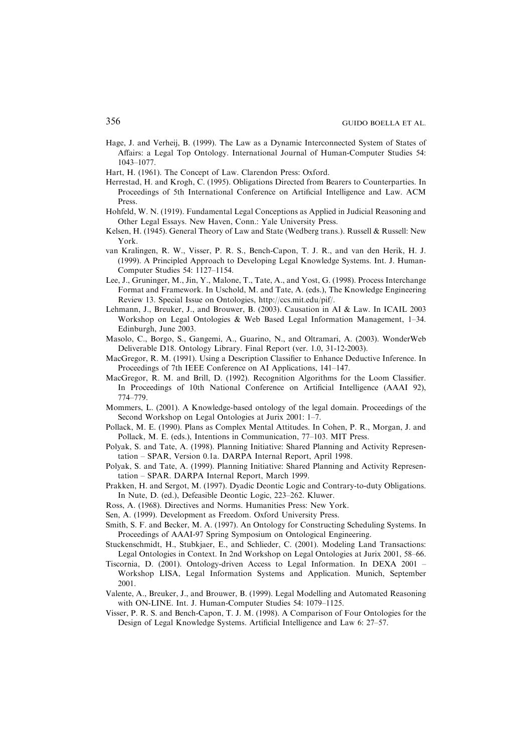Hage, J. and Verheij, B. (1999). The Law as a Dynamic Interconnected System of States of Affairs: a Legal Top Ontology. International Journal of Human-Computer Studies 54: 1043–1077.

Hart, H. (1961). The Concept of Law. Clarendon Press: Oxford.

Herrestad, H. and Krogh, C. (1995). Obligations Directed from Bearers to Counterparties. In Proceedings of 5th International Conference on Artificial Intelligence and Law. ACM Press.

Hohfeld, W. N. (1919). Fundamental Legal Conceptions as Applied in Judicial Reasoning and Other Legal Essays. New Haven, Conn.: Yale University Press.

Kelsen, H. (1945). General Theory of Law and State (Wedberg trans.). Russell & Russell: New York.

van Kralingen, R. W., Visser, P. R. S., Bench-Capon, T. J. R., and van den Herik, H. J. (1999). A Principled Approach to Developing Legal Knowledge Systems. Int. J. Human-Computer Studies 54: 1127–1154.

Lee, J., Gruninger, M., Jin, Y., Malone, T., Tate, A., and Yost, G. (1998). Process Interchange Format and Framework. In Uschold, M. and Tate, A. (eds.), The Knowledge Engineering Review 13. Special Issue on Ontologies, http://ccs.mit.edu/pif/.

Lehmann, J., Breuker, J., and Brouwer, B. (2003). Causation in AI & Law. In ICAIL 2003 Workshop on Legal Ontologies & Web Based Legal Information Management, 1–34. Edinburgh, June 2003.

Masolo, C., Borgo, S., Gangemi, A., Guarino, N., and Oltramari, A. (2003). WonderWeb Deliverable D18. Ontology Library. Final Report (ver. 1.0, 31-12-2003).

MacGregor, R. M. (1991). Using a Description Classifier to Enhance Deductive Inference. In Proceedings of 7th IEEE Conference on AI Applications, 141–147.

MacGregor, R. M. and Brill, D. (1992). Recognition Algorithms for the Loom Classifier. In Proceedings of 10th National Conference on Artificial Intelligence (AAAI 92), 774–779.

Mommers, L. (2001). A Knowledge-based ontology of the legal domain. Proceedings of the Second Workshop on Legal Ontologies at Jurix 2001: 1–7.

Pollack, M. E. (1990). Plans as Complex Mental Attitudes. In Cohen, P. R., Morgan, J. and Pollack, M. E. (eds.), Intentions in Communication, 77–103. MIT Press.

Polyak, S. and Tate, A. (1998). Planning Initiative: Shared Planning and Activity Representation – SPAR, Version 0.1a. DARPA Internal Report, April 1998.

Polyak, S. and Tate, A. (1999). Planning Initiative: Shared Planning and Activity Representation – SPAR. DARPA Internal Report, March 1999.

Prakken, H. and Sergot, M. (1997). Dyadic Deontic Logic and Contrary-to-duty Obligations. In Nute, D. (ed.), Defeasible Deontic Logic, 223–262. Kluwer.

Ross, A. (1968). Directives and Norms. Humanities Press: New York.

Sen, A. (1999). Development as Freedom. Oxford University Press.

Smith, S. F. and Becker, M. A. (1997). An Ontology for Constructing Scheduling Systems. In Proceedings of AAAI-97 Spring Symposium on Ontological Engineering.

Stuckenschmidt, H., Stubkjaer, E., and Schlieder, C. (2001). Modeling Land Transactions: Legal Ontologies in Context. In 2nd Workshop on Legal Ontologies at Jurix 2001, 58–66.

Tiscornia, D. (2001). Ontology-driven Access to Legal Information. In DEXA 2001 – Workshop LISA, Legal Information Systems and Application. Munich, September 2001.

Valente, A., Breuker, J., and Brouwer, B. (1999). Legal Modelling and Automated Reasoning with ON-LINE. Int. J. Human-Computer Studies 54: 1079–1125.

Visser, P. R. S. and Bench-Capon, T. J. M. (1998). A Comparison of Four Ontologies for the Design of Legal Knowledge Systems. Artificial Intelligence and Law 6: 27–57.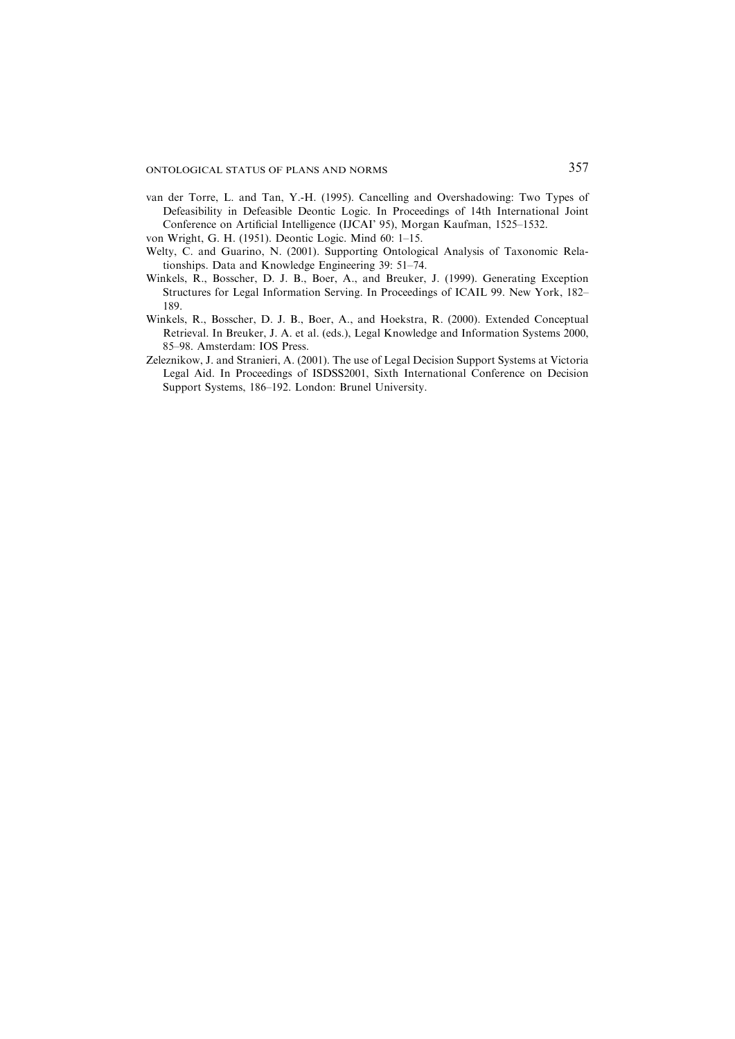van der Torre, L. and Tan, Y.-H. (1995). Cancelling and Overshadowing: Two Types of Defeasibility in Defeasible Deontic Logic. In Proceedings of 14th International Joint Conference on Artificial Intelligence (IJCAI' 95), Morgan Kaufman, 1525–1532.

von Wright, G. H. (1951). Deontic Logic. Mind 60: 1–15.

Welty, C. and Guarino, N. (2001). Supporting Ontological Analysis of Taxonomic Relationships. Data and Knowledge Engineering 39: 51–74.

Winkels, R., Bosscher, D. J. B., Boer, A., and Breuker, J. (1999). Generating Exception Structures for Legal Information Serving. In Proceedings of ICAIL 99. New York, 182–189.

Winkels, R., Bosscher, D. J. B., Boer, A., and Hoekstra, R. (2000). Extended Conceptual Retrieval. In Breuker, J. A. et al. (eds.), Legal Knowledge and Information Systems 2000, 85–98. Amsterdam: IOS Press.

Zeleznikow, J. and Stranieri, A. (2001). The use of Legal Decision Support Systems at Victoria Legal Aid. In Proceedings of ISDSS2001, Sixth International Conference on Decision Support Systems, 186–192. London: Brunel University.